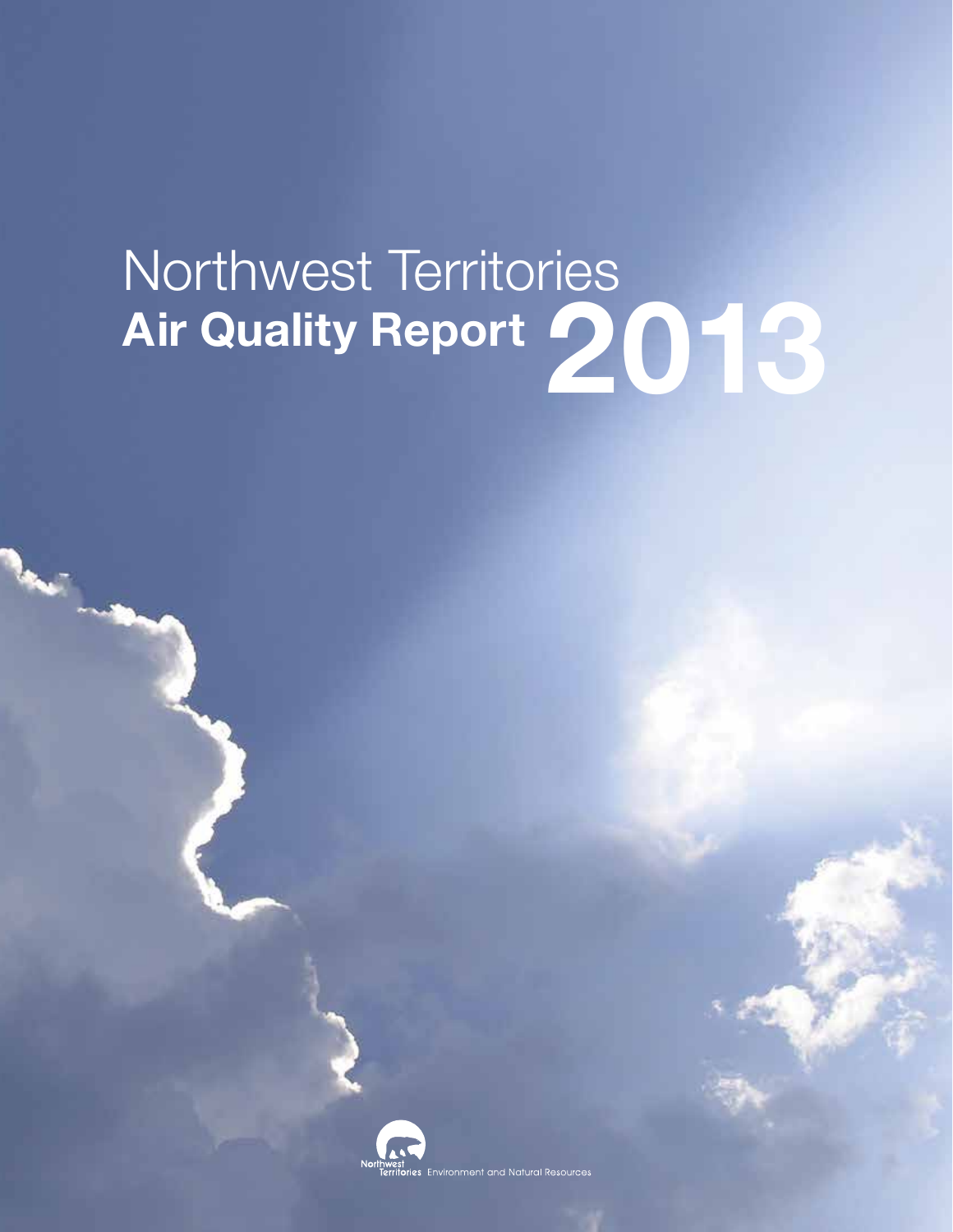# Northwest Territories
# Air Quality Report 2013

Northwest Territories Environment and Natural Resources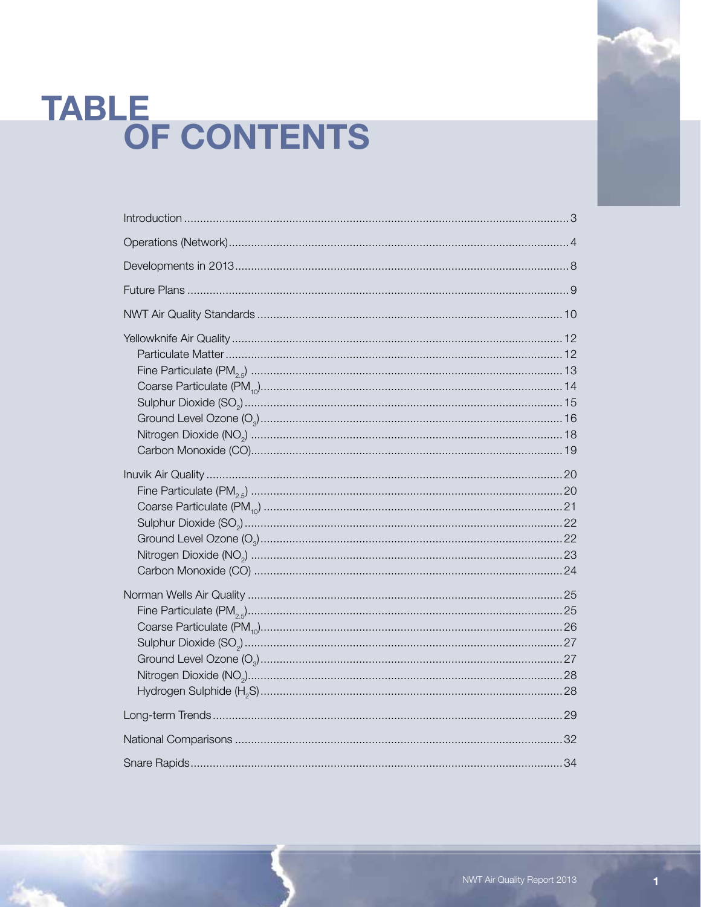# TABLE OF CONTENTS

Introduction ........ 3

Operations (Network) ........ 4

Developments in 2013 ........ 8

Future Plans ........ 9

NWT Air Quality Standards ........ 10

Yellowknife Air Quality ........ 12
- Particulate Matter ........ 12
- Fine Particulate ($PM_{2.5}$) ........ 13
- Coarse Particulate ($PM_{10}$) ........ 14
- Sulphur Dioxide ($SO_2$) ........ 15
- Ground Level Ozone ($O_3$) ........ 16
- Nitrogen Dioxide ($NO_2$) ........ 18
- Carbon Monoxide (CO) ........ 19

Inuvik Air Quality ........ 20
- Fine Particulate ($PM_{2.5}$) ........ 20
- Coarse Particulate ($PM_{10}$) ........ 21
- Sulphur Dioxide ($SO_2$) ........ 22
- Ground Level Ozone ($O_3$) ........ 22
- Nitrogen Dioxide ($NO_2$) ........ 23
- Carbon Monoxide (CO) ........ 24

Norman Wells Air Quality ........ 25
- Fine Particulate ($PM_{2.5}$) ........ 25
- Coarse Particulate ($PM_{10}$) ........ 26
- Sulphur Dioxide ($SO_2$) ........ 27
- Ground Level Ozone ($O_3$) ........ 27
- Nitrogen Dioxide ($NO_2$) ........ 28
- Hydrogen Sulphide ($H_2S$) ........ 28

Long-term Trends ........ 29

National Comparisons ........ 32

Snare Rapids ........ 34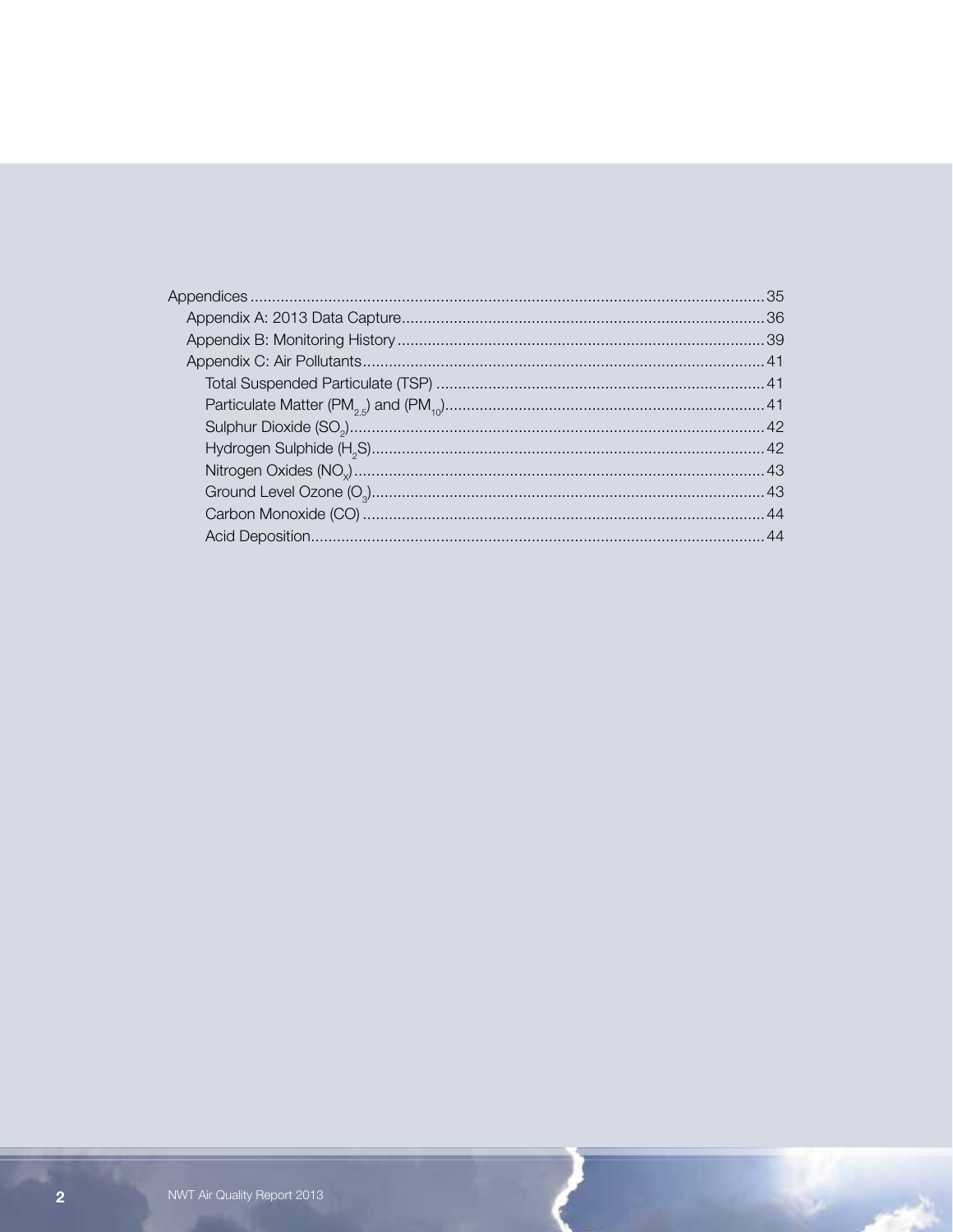- Appendices ....................................................................................................................... 35
  - Appendix A: 2013 Data Capture .................................................................................... 36
  - Appendix B: Monitoring History ..................................................................................... 39
  - Appendix C: Air Pollutants ............................................................................................. 41
    - Total Suspended Particulate (TSP) ............................................................................ 41
    - Particulate Matter ($PM_{2.5}$) and ($PM_{10}$) .......................................................................... 41
    - Sulphur Dioxide ($SO_2$) ................................................................................................ 42
    - Hydrogen Sulphide ($H_2S$) ........................................................................................... 42
    - Nitrogen Oxides ($NO_x$) ............................................................................................... 43
    - Ground Level Ozone ($O_3$) ........................................................................................... 43
    - Carbon Monoxide (CO) ............................................................................................. 44
    - Acid Deposition ......................................................................................................... 44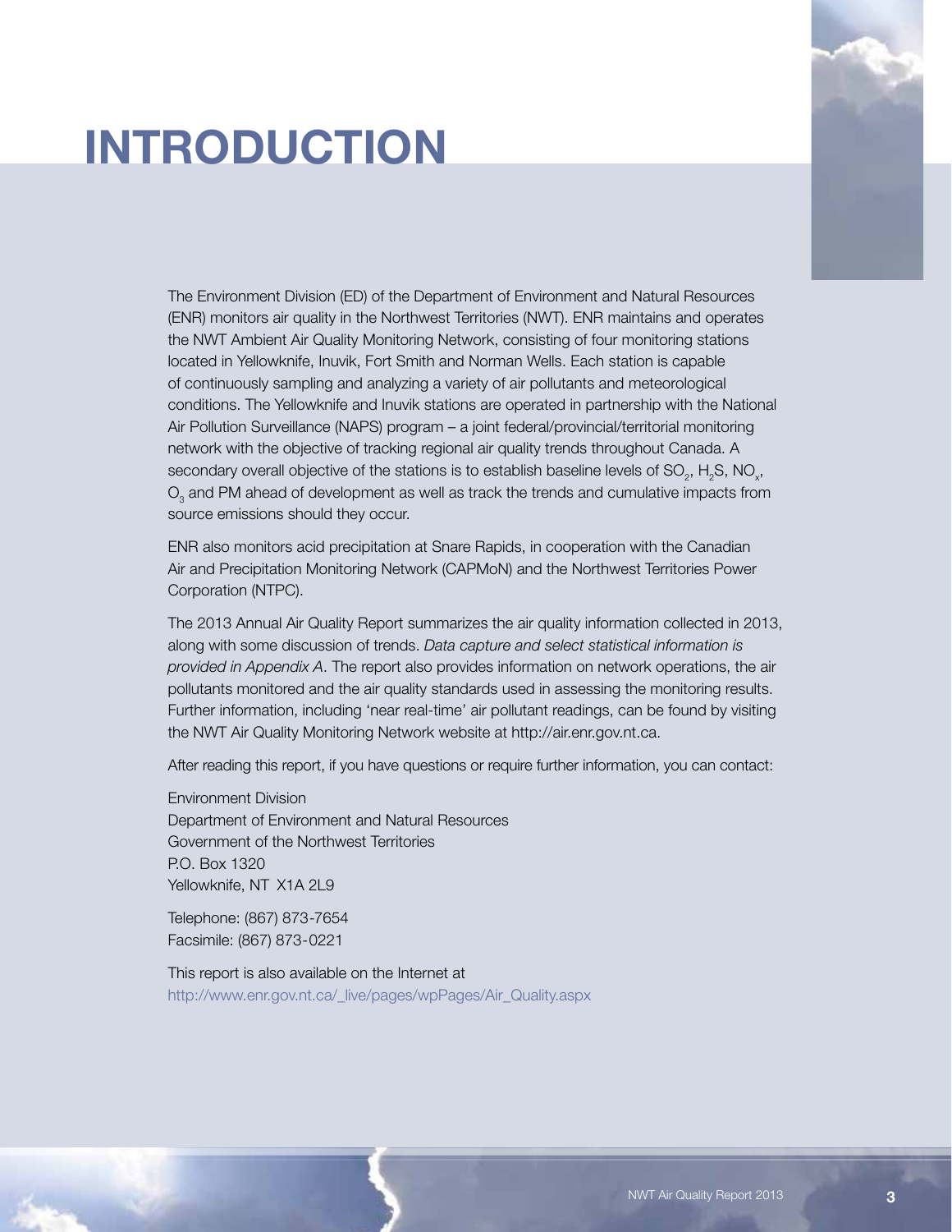# INTRODUCTION

The Environment Division (ED) of the Department of Environment and Natural Resources (ENR) monitors air quality in the Northwest Territories (NWT). ENR maintains and operates the NWT Ambient Air Quality Monitoring Network, consisting of four monitoring stations located in Yellowknife, Inuvik, Fort Smith and Norman Wells. Each station is capable of continuously sampling and analyzing a variety of air pollutants and meteorological conditions. The Yellowknife and Inuvik stations are operated in partnership with the National Air Pollution Surveillance (NAPS) program – a joint federal/provincial/territorial monitoring network with the objective of tracking regional air quality trends throughout Canada. A secondary overall objective of the stations is to establish baseline levels of $SO_2$, $H_2S$, $NO_x$, $O_3$ and PM ahead of development as well as track the trends and cumulative impacts from source emissions should they occur.

ENR also monitors acid precipitation at Snare Rapids, in cooperation with the Canadian Air and Precipitation Monitoring Network (CAPMoN) and the Northwest Territories Power Corporation (NTPC).

The 2013 Annual Air Quality Report summarizes the air quality information collected in 2013, along with some discussion of trends. *Data capture and select statistical information is provided in Appendix A*. The report also provides information on network operations, the air pollutants monitored and the air quality standards used in assessing the monitoring results. Further information, including 'near real-time' air pollutant readings, can be found by visiting the NWT Air Quality Monitoring Network website at http://air.enr.gov.nt.ca.

After reading this report, if you have questions or require further information, you can contact:

Environment Division
Department of Environment and Natural Resources
Government of the Northwest Territories
P.O. Box 1320
Yellowknife, NT X1A 2L9

Telephone: (867) 873-7654
Facsimile: (867) 873-0221

This report is also available on the Internet at
http://www.enr.gov.nt.ca/_live/pages/wpPages/Air_Quality.aspx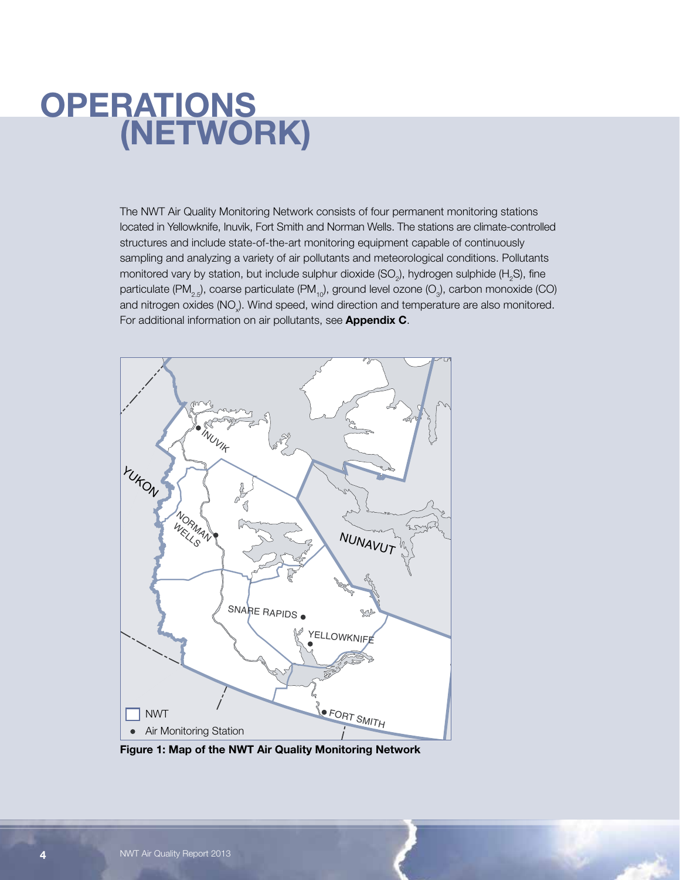# OPERATIONS (NETWORK)

The NWT Air Quality Monitoring Network consists of four permanent monitoring stations located in Yellowknife, Inuvik, Fort Smith and Norman Wells. The stations are climate-controlled structures and include state-of-the-art monitoring equipment capable of continuously sampling and analyzing a variety of air pollutants and meteorological conditions. Pollutants monitored vary by station, but include sulphur dioxide ($SO_2$), hydrogen sulphide ($H_2S$), fine particulate ($PM_{2.5}$), coarse particulate ($PM_{10}$), ground level ozone ($O_3$), carbon monoxide (CO) and nitrogen oxides ($NO_x$). Wind speed, wind direction and temperature are also monitored. For additional information on air pollutants, see **Appendix C**.

**Figure 1: Map of the NWT Air Quality Monitoring Network**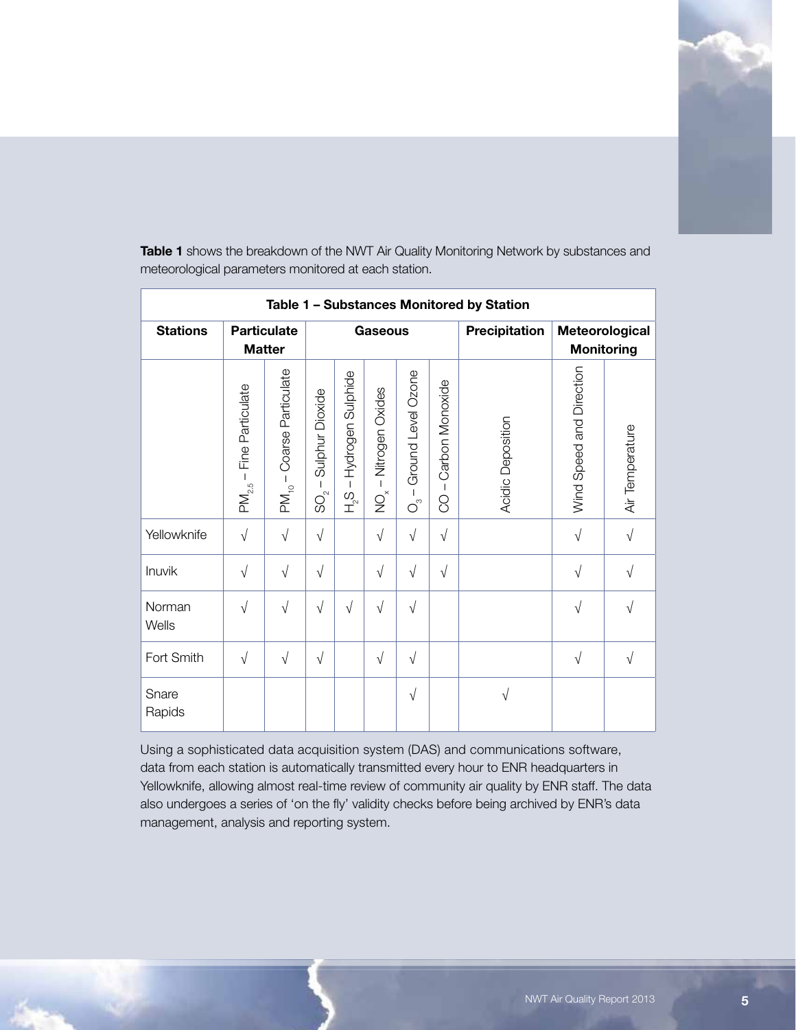**Table 1** shows the breakdown of the NWT Air Quality Monitoring Network by substances and meteorological parameters monitored at each station.

**Table 1 – Substances Monitored by Station**

| Stations | Particulate Matter | | Gaseous | | | | | Precipitation | Meteorological Monitoring | |
|---|---|---|---|---|---|---|---|---|---|---|
| | $PM_{2.5}$ – Fine Particulate | $PM_{10}$ – Coarse Particulate | $SO_2$ – Sulphur Dioxide | $H_2S$ – Hydrogen Sulphide | $NO_x$ – Nitrogen Oxides | $O_3$ – Ground Level Ozone | CO – Carbon Monoxide | Acidic Deposition | Wind Speed and Direction | Air Temperature |
| Yellowknife | √ | √ | √ | | √ | √ | √ | | √ | √ |
| Inuvik | √ | √ | √ | | √ | √ | √ | | √ | √ |
| Norman Wells | √ | √ | √ | √ | √ | √ | | | √ | √ |
| Fort Smith | √ | √ | √ | | √ | √ | | | √ | √ |
| Snare Rapids | | | | | | √ | | √ | | |

Using a sophisticated data acquisition system (DAS) and communications software, data from each station is automatically transmitted every hour to ENR headquarters in Yellowknife, allowing almost real-time review of community air quality by ENR staff. The data also undergoes a series of 'on the fly' validity checks before being archived by ENR's data management, analysis and reporting system.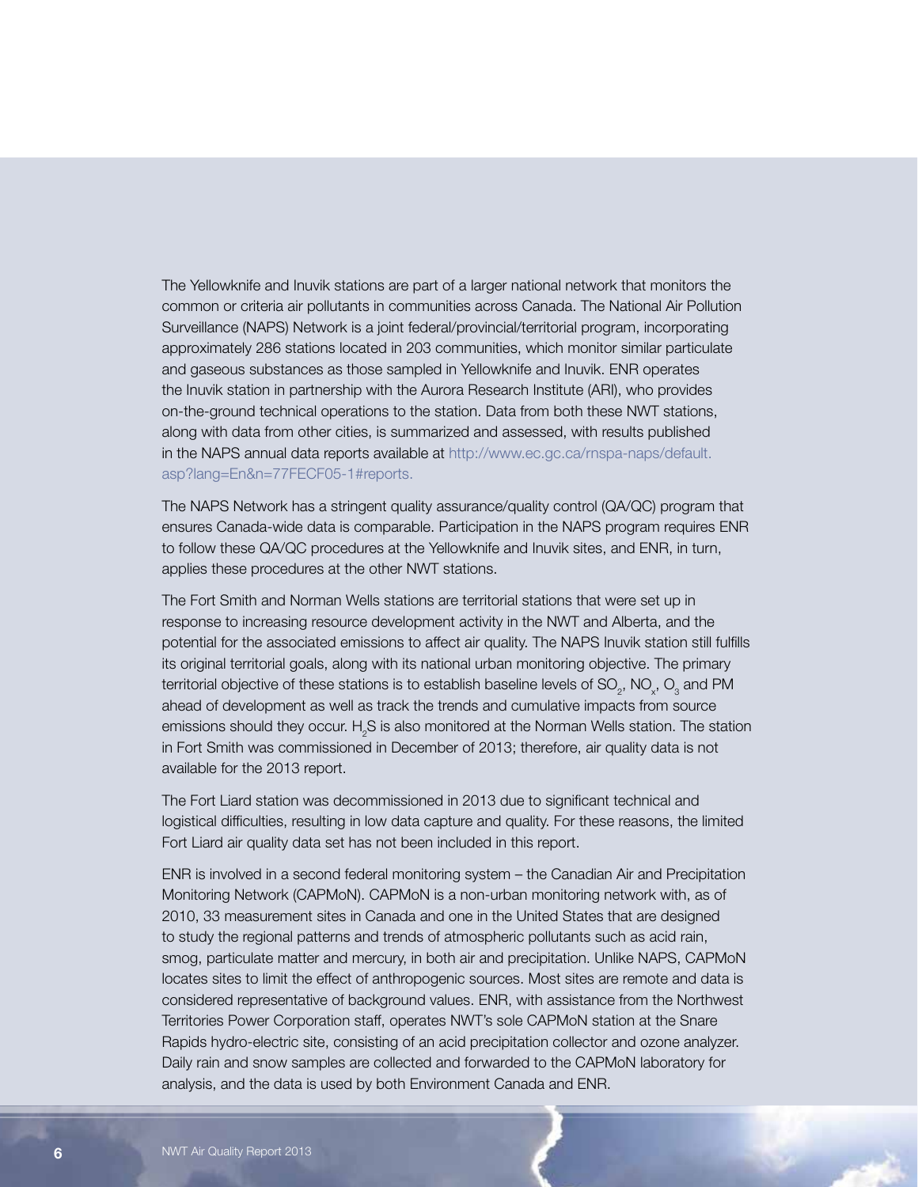The Yellowknife and Inuvik stations are part of a larger national network that monitors the common or criteria air pollutants in communities across Canada. The National Air Pollution Surveillance (NAPS) Network is a joint federal/provincial/territorial program, incorporating approximately 286 stations located in 203 communities, which monitor similar particulate and gaseous substances as those sampled in Yellowknife and Inuvik. ENR operates the Inuvik station in partnership with the Aurora Research Institute (ARI), who provides on-the-ground technical operations to the station. Data from both these NWT stations, along with data from other cities, is summarized and assessed, with results published in the NAPS annual data reports available at http://www.ec.gc.ca/rnspa-naps/default.asp?lang=En&n=77FECF05-1#reports.

The NAPS Network has a stringent quality assurance/quality control (QA/QC) program that ensures Canada-wide data is comparable. Participation in the NAPS program requires ENR to follow these QA/QC procedures at the Yellowknife and Inuvik sites, and ENR, in turn, applies these procedures at the other NWT stations.

The Fort Smith and Norman Wells stations are territorial stations that were set up in response to increasing resource development activity in the NWT and Alberta, and the potential for the associated emissions to affect air quality. The NAPS Inuvik station still fulfills its original territorial goals, along with its national urban monitoring objective. The primary territorial objective of these stations is to establish baseline levels of $SO_2$, $NO_x$, $O_3$ and PM ahead of development as well as track the trends and cumulative impacts from source emissions should they occur. $H_2S$ is also monitored at the Norman Wells station. The station in Fort Smith was commissioned in December of 2013; therefore, air quality data is not available for the 2013 report.

The Fort Liard station was decommissioned in 2013 due to significant technical and logistical difficulties, resulting in low data capture and quality. For these reasons, the limited Fort Liard air quality data set has not been included in this report.

ENR is involved in a second federal monitoring system – the Canadian Air and Precipitation Monitoring Network (CAPMoN). CAPMoN is a non-urban monitoring network with, as of 2010, 33 measurement sites in Canada and one in the United States that are designed to study the regional patterns and trends of atmospheric pollutants such as acid rain, smog, particulate matter and mercury, in both air and precipitation. Unlike NAPS, CAPMoN locates sites to limit the effect of anthropogenic sources. Most sites are remote and data is considered representative of background values. ENR, with assistance from the Northwest Territories Power Corporation staff, operates NWT's sole CAPMoN station at the Snare Rapids hydro-electric site, consisting of an acid precipitation collector and ozone analyzer. Daily rain and snow samples are collected and forwarded to the CAPMoN laboratory for analysis, and the data is used by both Environment Canada and ENR.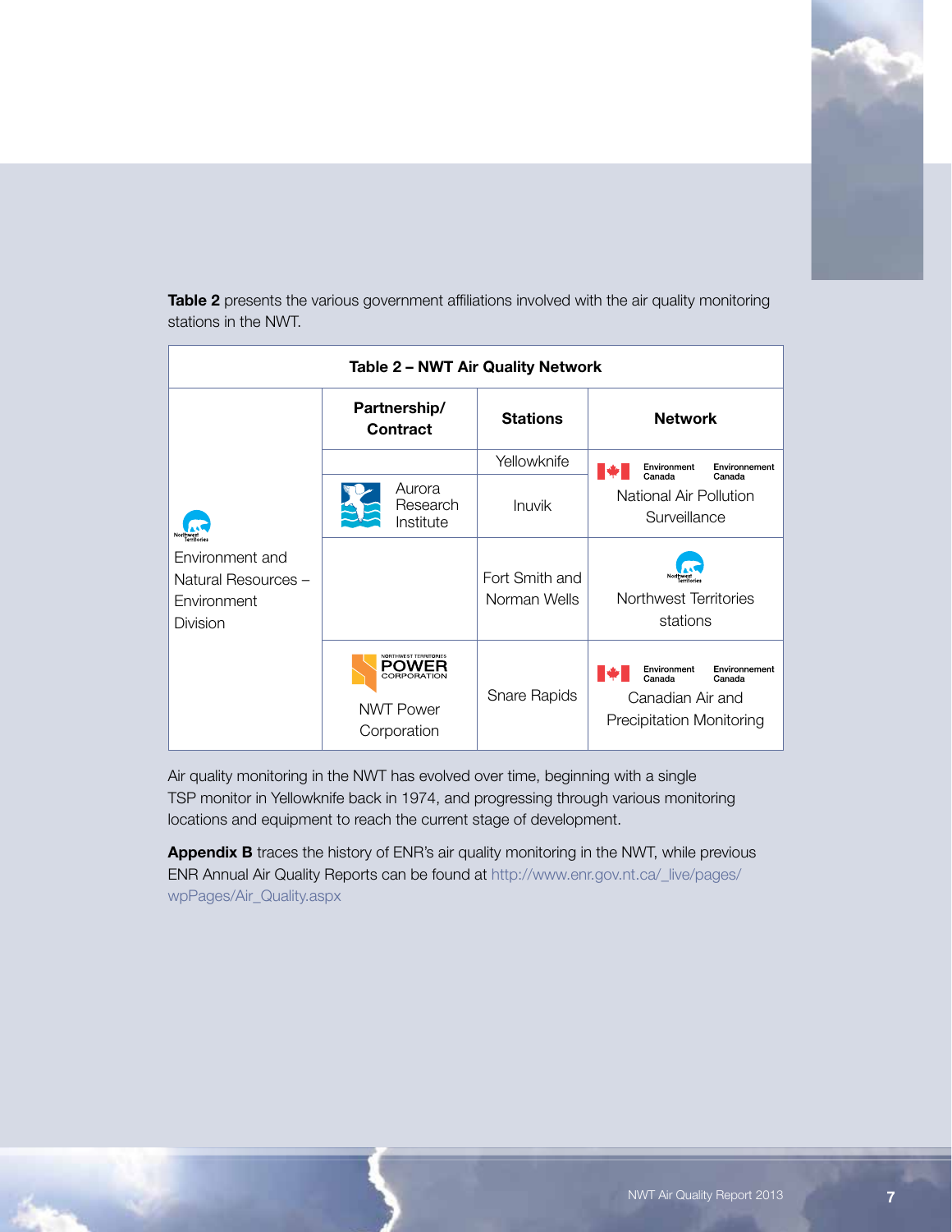**Table 2** presents the various government affiliations involved with the air quality monitoring stations in the NWT.

**Table 2 – NWT Air Quality Network**

| | Partnership/ Contract | Stations | Network |
|---|---|---|---|
| Environment and Natural Resources – Environment Division | | Yellowknife | Environment Canada / Environnement Canada National Air Pollution Surveillance |
| | Aurora Research Institute | Inuvik | |
| | | Fort Smith and Norman Wells | Northwest Territories stations |
| | NWT Power Corporation | Snare Rapids | Environment Canada / Environnement Canada Canadian Air and Precipitation Monitoring |

Air quality monitoring in the NWT has evolved over time, beginning with a single TSP monitor in Yellowknife back in 1974, and progressing through various monitoring locations and equipment to reach the current stage of development.

**Appendix B** traces the history of ENR's air quality monitoring in the NWT, while previous ENR Annual Air Quality Reports can be found at http://www.enr.gov.nt.ca/_live/pages/wpPages/Air_Quality.aspx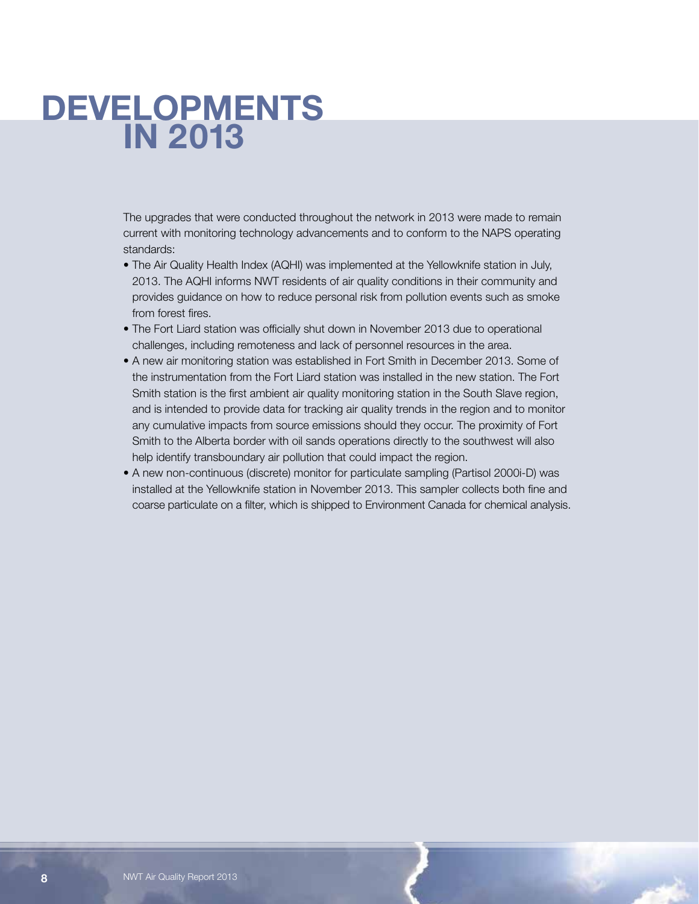# DEVELOPMENTS IN 2013

The upgrades that were conducted throughout the network in 2013 were made to remain current with monitoring technology advancements and to conform to the NAPS operating standards:

- The Air Quality Health Index (AQHI) was implemented at the Yellowknife station in July, 2013. The AQHI informs NWT residents of air quality conditions in their community and provides guidance on how to reduce personal risk from pollution events such as smoke from forest fires.
- The Fort Liard station was officially shut down in November 2013 due to operational challenges, including remoteness and lack of personnel resources in the area.
- A new air monitoring station was established in Fort Smith in December 2013. Some of the instrumentation from the Fort Liard station was installed in the new station. The Fort Smith station is the first ambient air quality monitoring station in the South Slave region, and is intended to provide data for tracking air quality trends in the region and to monitor any cumulative impacts from source emissions should they occur. The proximity of Fort Smith to the Alberta border with oil sands operations directly to the southwest will also help identify transboundary air pollution that could impact the region.
- A new non-continuous (discrete) monitor for particulate sampling (Partisol 2000i-D) was installed at the Yellowknife station in November 2013. This sampler collects both fine and coarse particulate on a filter, which is shipped to Environment Canada for chemical analysis.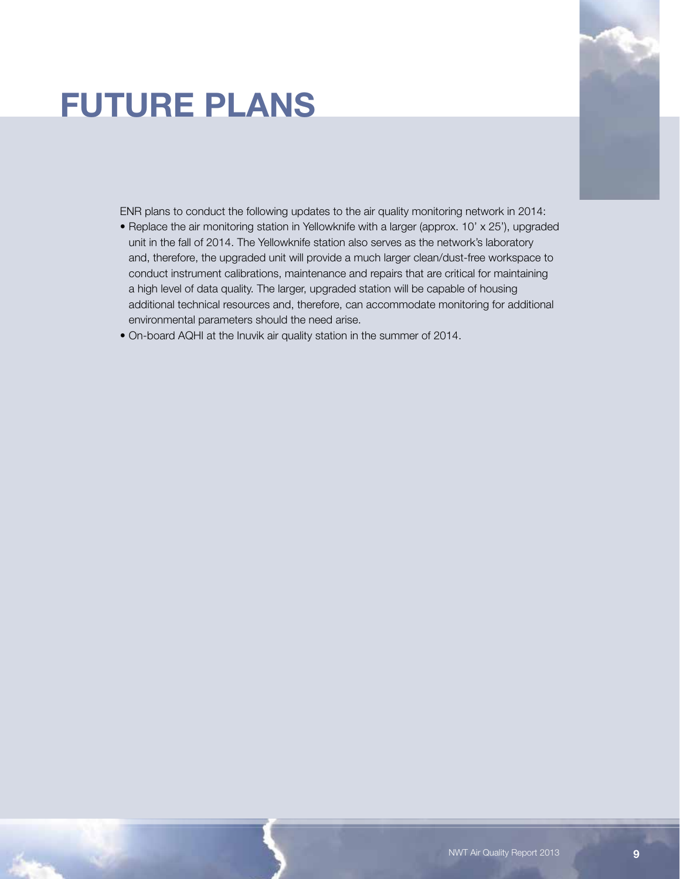# FUTURE PLANS

ENR plans to conduct the following updates to the air quality monitoring network in 2014:

- Replace the air monitoring station in Yellowknife with a larger (approx. 10' x 25'), upgraded unit in the fall of 2014. The Yellowknife station also serves as the network's laboratory and, therefore, the upgraded unit will provide a much larger clean/dust-free workspace to conduct instrument calibrations, maintenance and repairs that are critical for maintaining a high level of data quality. The larger, upgraded station will be capable of housing additional technical resources and, therefore, can accommodate monitoring for additional environmental parameters should the need arise.
- On-board AQHI at the Inuvik air quality station in the summer of 2014.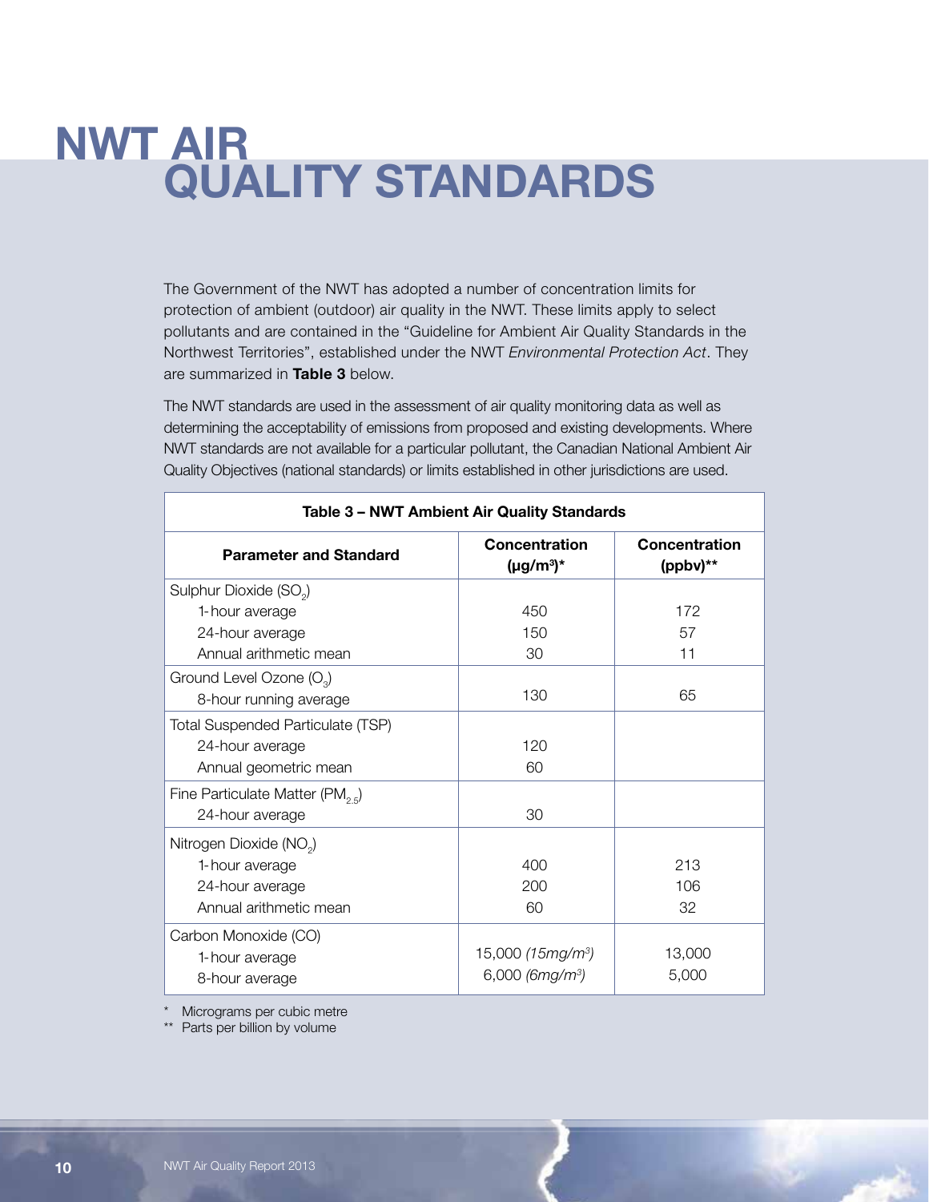# NWT AIR QUALITY STANDARDS

The Government of the NWT has adopted a number of concentration limits for protection of ambient (outdoor) air quality in the NWT. These limits apply to select pollutants and are contained in the "Guideline for Ambient Air Quality Standards in the Northwest Territories", established under the NWT *Environmental Protection Act*. They are summarized in **Table 3** below.

The NWT standards are used in the assessment of air quality monitoring data as well as determining the acceptability of emissions from proposed and existing developments. Where NWT standards are not available for a particular pollutant, the Canadian National Ambient Air Quality Objectives (national standards) or limits established in other jurisdictions are used.

**Table 3 – NWT Ambient Air Quality Standards**

| Parameter and Standard | Concentration (μg/m³)* | Concentration (ppbv)** |
|---|---|---|
| Sulphur Dioxide ($SO_2$) | | |
| 1-hour average | 450 | 172 |
| 24-hour average | 150 | 57 |
| Annual arithmetic mean | 30 | 11 |
| Ground Level Ozone ($O_3$) | | |
| 8-hour running average | 130 | 65 |
| Total Suspended Particulate (TSP) | | |
| 24-hour average | 120 | |
| Annual geometric mean | 60 | |
| Fine Particulate Matter ($PM_{2.5}$) | | |
| 24-hour average | 30 | |
| Nitrogen Dioxide ($NO_2$) | | |
| 1-hour average | 400 | 213 |
| 24-hour average | 200 | 106 |
| Annual arithmetic mean | 60 | 32 |
| Carbon Monoxide (CO) | | |
| 1-hour average | 15,000 *(15mg/m³)* | 13,000 |
| 8-hour average | 6,000 *(6mg/m³)* | 5,000 |

\* Micrograms per cubic metre
\** Parts per billion by volume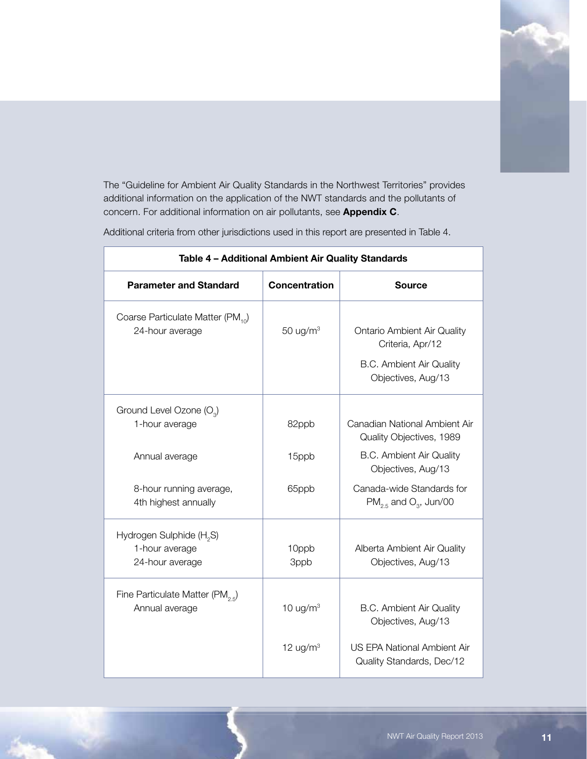The “Guideline for Ambient Air Quality Standards in the Northwest Territories” provides additional information on the application of the NWT standards and the pollutants of concern. For additional information on air pollutants, see **Appendix C**.

Additional criteria from other jurisdictions used in this report are presented in Table 4.

**Table 4 – Additional Ambient Air Quality Standards**

| Parameter and Standard | Concentration | Source |
|---|---|---|
| Coarse Particulate Matter ($PM_{10}$) 24-hour average | 50 ug/m$^3$ | Ontario Ambient Air Quality Criteria, Apr/12; B.C. Ambient Air Quality Objectives, Aug/13 |
| Ground Level Ozone ($O_3$) 1-hour average | 82ppb | Canadian National Ambient Air Quality Objectives, 1989 |
| Annual average | 15ppb | B.C. Ambient Air Quality Objectives, Aug/13 |
| 8-hour running average, 4th highest annually | 65ppb | Canada-wide Standards for $PM_{2.5}$ and $O_3$, Jun/00 |
| Hydrogen Sulphide ($H_2S$) 1-hour average | 10ppb | Alberta Ambient Air Quality Objectives, Aug/13 |
| 24-hour average | 3ppb | Alberta Ambient Air Quality Objectives, Aug/13 |
| Fine Particulate Matter ($PM_{2.5}$) Annual average | 10 ug/m$^3$ | B.C. Ambient Air Quality Objectives, Aug/13 |
| | 12 ug/m$^3$ | US EPA National Ambient Air Quality Standards, Dec/12 |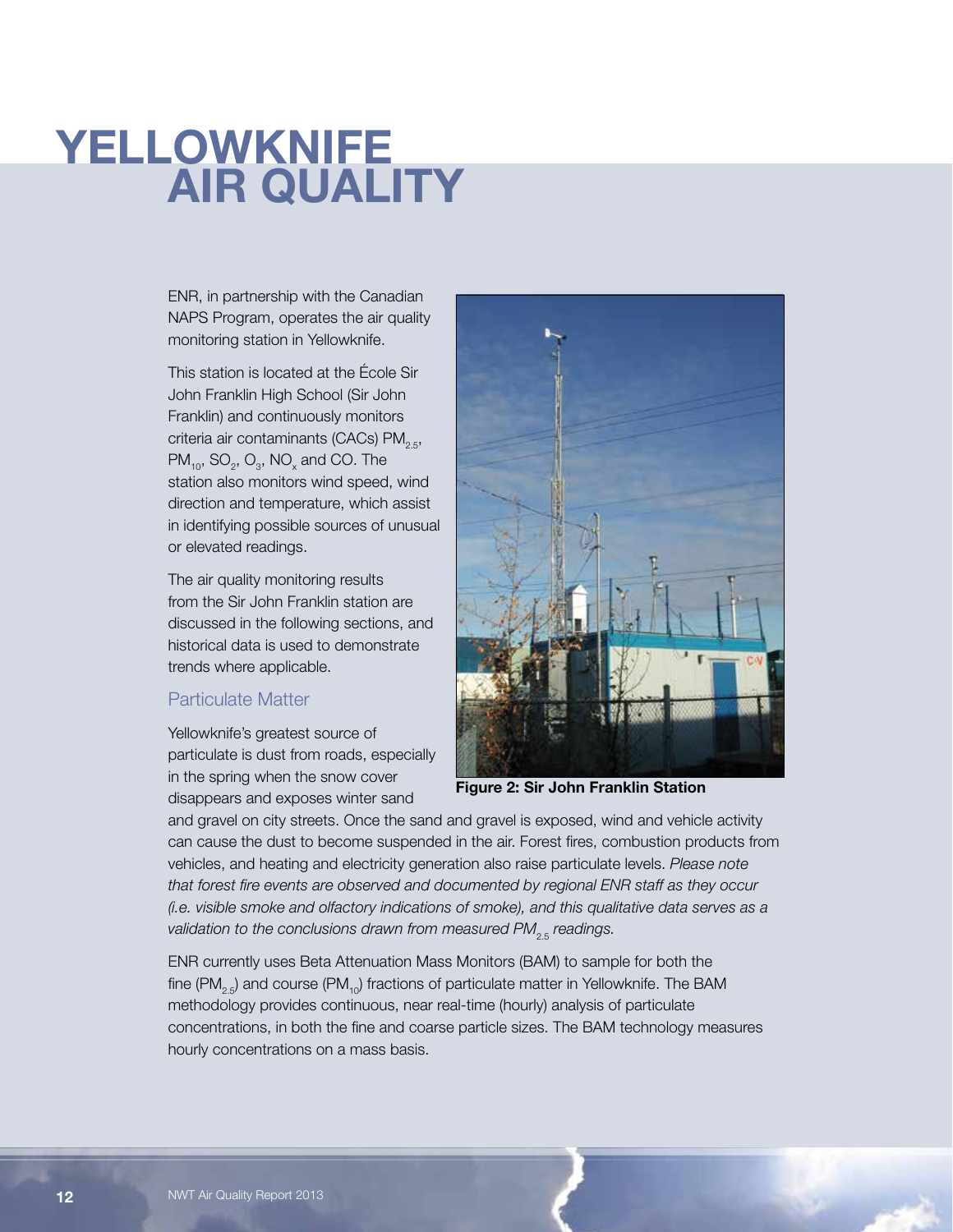# YELLOWKNIFE AIR QUALITY

ENR, in partnership with the Canadian NAPS Program, operates the air quality monitoring station in Yellowknife.

This station is located at the École Sir John Franklin High School (Sir John Franklin) and continuously monitors criteria air contaminants (CACs) $PM_{2.5}$, $PM_{10}$, $SO_2$, $O_3$, $NO_x$ and CO. The station also monitors wind speed, wind direction and temperature, which assist in identifying possible sources of unusual or elevated readings.

The air quality monitoring results from the Sir John Franklin station are discussed in the following sections, and historical data is used to demonstrate trends where applicable.

**Figure 2: Sir John Franklin Station**

## Particulate Matter

Yellowknife's greatest source of particulate is dust from roads, especially in the spring when the snow cover disappears and exposes winter sand and gravel on city streets. Once the sand and gravel is exposed, wind and vehicle activity can cause the dust to become suspended in the air. Forest fires, combustion products from vehicles, and heating and electricity generation also raise particulate levels. *Please note that forest fire events are observed and documented by regional ENR staff as they occur (i.e. visible smoke and olfactory indications of smoke), and this qualitative data serves as a validation to the conclusions drawn from measured $PM_{2.5}$ readings.*

ENR currently uses Beta Attenuation Mass Monitors (BAM) to sample for both the fine ($PM_{2.5}$) and course ($PM_{10}$) fractions of particulate matter in Yellowknife. The BAM methodology provides continuous, near real-time (hourly) analysis of particulate concentrations, in both the fine and coarse particle sizes. The BAM technology measures hourly concentrations on a mass basis.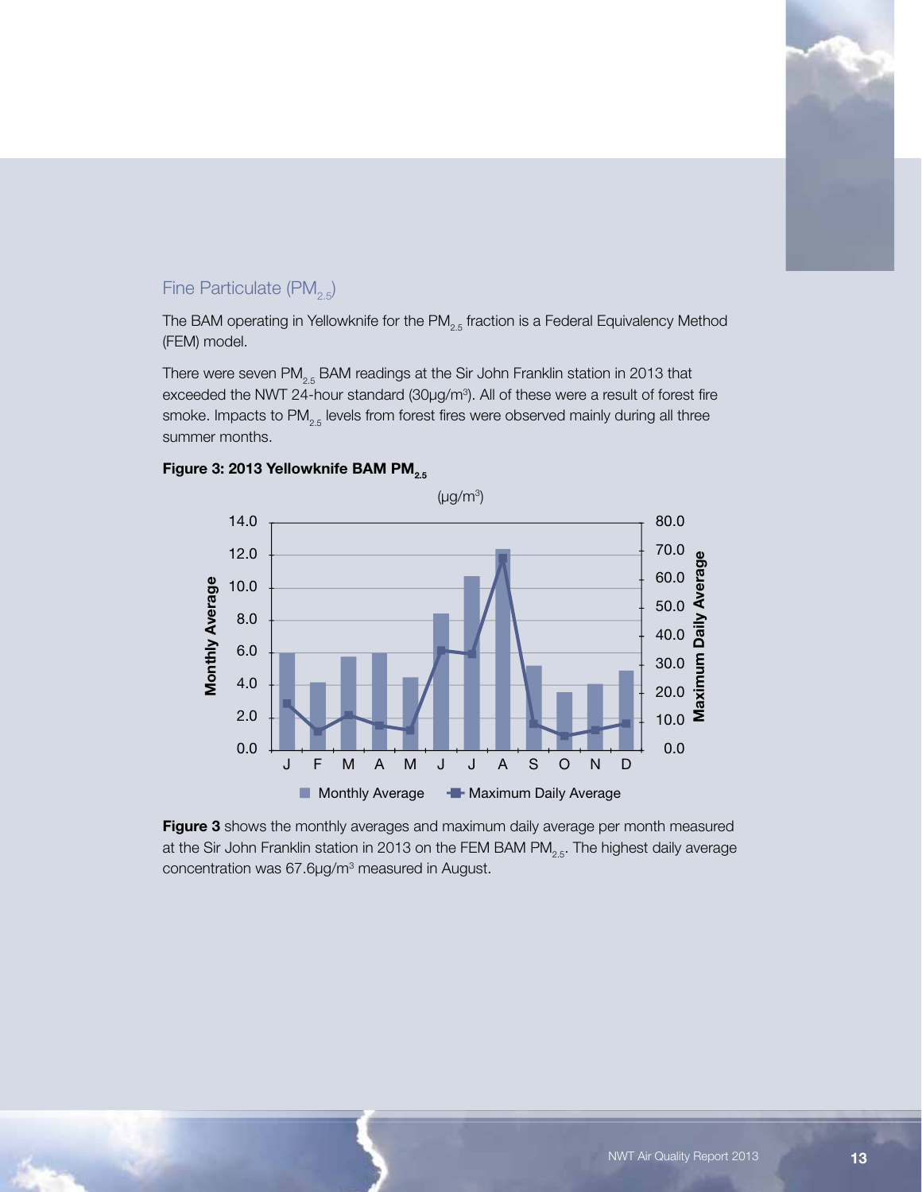## Fine Particulate ($PM_{2.5}$)

The BAM operating in Yellowknife for the $PM_{2.5}$ fraction is a Federal Equivalency Method (FEM) model.

There were seven $PM_{2.5}$ BAM readings at the Sir John Franklin station in 2013 that exceeded the NWT 24-hour standard (30μg/m³). All of these were a result of forest fire smoke. Impacts to $PM_{2.5}$ levels from forest fires were observed mainly during all three summer months.

**Figure 3: 2013 Yellowknife BAM $PM_{2.5}$**

(μg/m³)

**Figure 3** shows the monthly averages and maximum daily average per month measured at the Sir John Franklin station in 2013 on the FEM BAM $PM_{2.5}$. The highest daily average concentration was 67.6μg/m³ measured in August.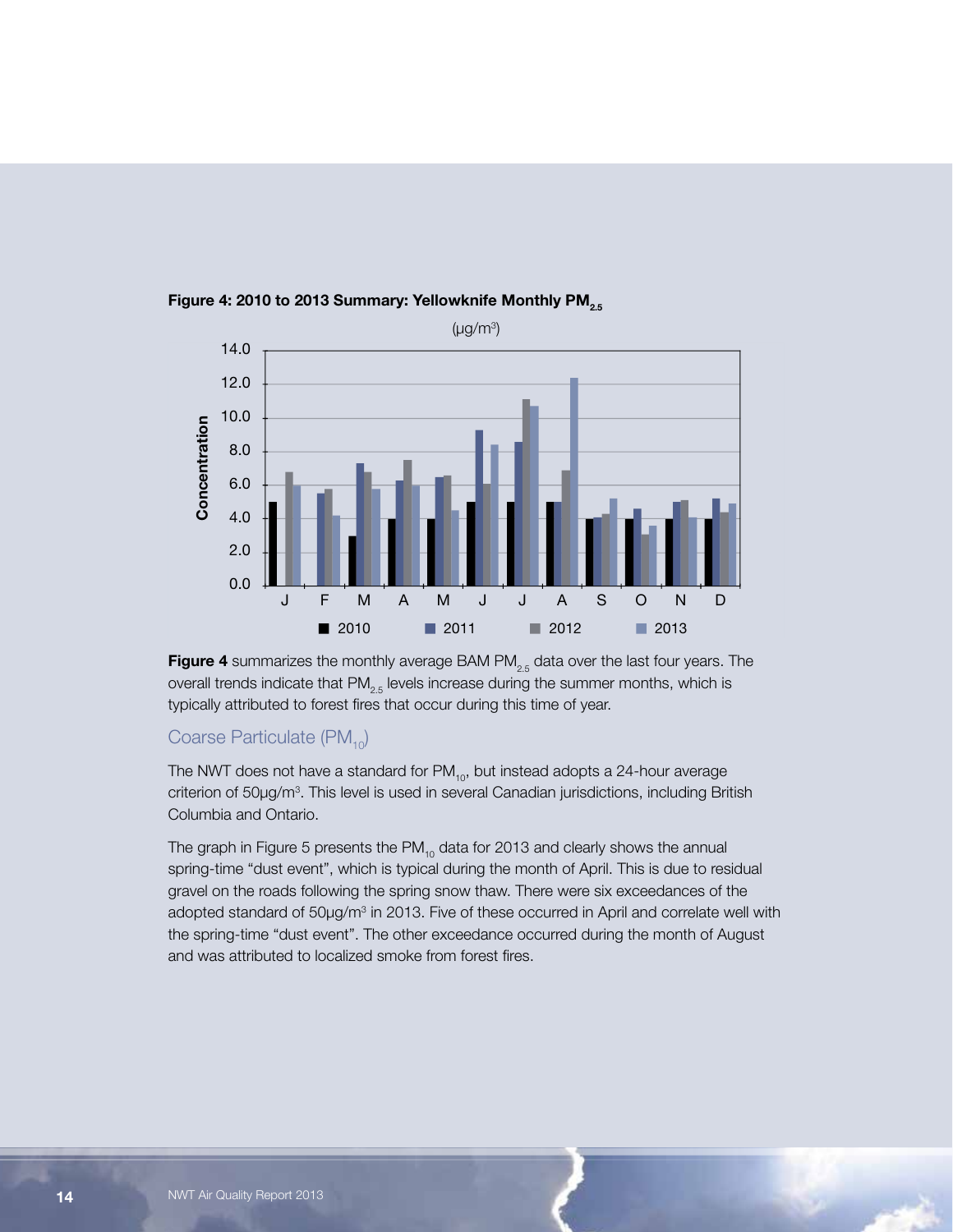**Figure 4: 2010 to 2013 Summary: Yellowknife Monthly $PM_{2.5}$**

**Figure 4** summarizes the monthly average BAM $PM_{2.5}$ data over the last four years. The overall trends indicate that $PM_{2.5}$ levels increase during the summer months, which is typically attributed to forest fires that occur during this time of year.

## Coarse Particulate ($PM_{10}$)

The NWT does not have a standard for $PM_{10}$, but instead adopts a 24-hour average criterion of 50µg/m³. This level is used in several Canadian jurisdictions, including British Columbia and Ontario.

The graph in Figure 5 presents the $PM_{10}$ data for 2013 and clearly shows the annual spring-time "dust event", which is typical during the month of April. This is due to residual gravel on the roads following the spring snow thaw. There were six exceedances of the adopted standard of 50µg/m³ in 2013. Five of these occurred in April and correlate well with the spring-time "dust event". The other exceedance occurred during the month of August and was attributed to localized smoke from forest fires.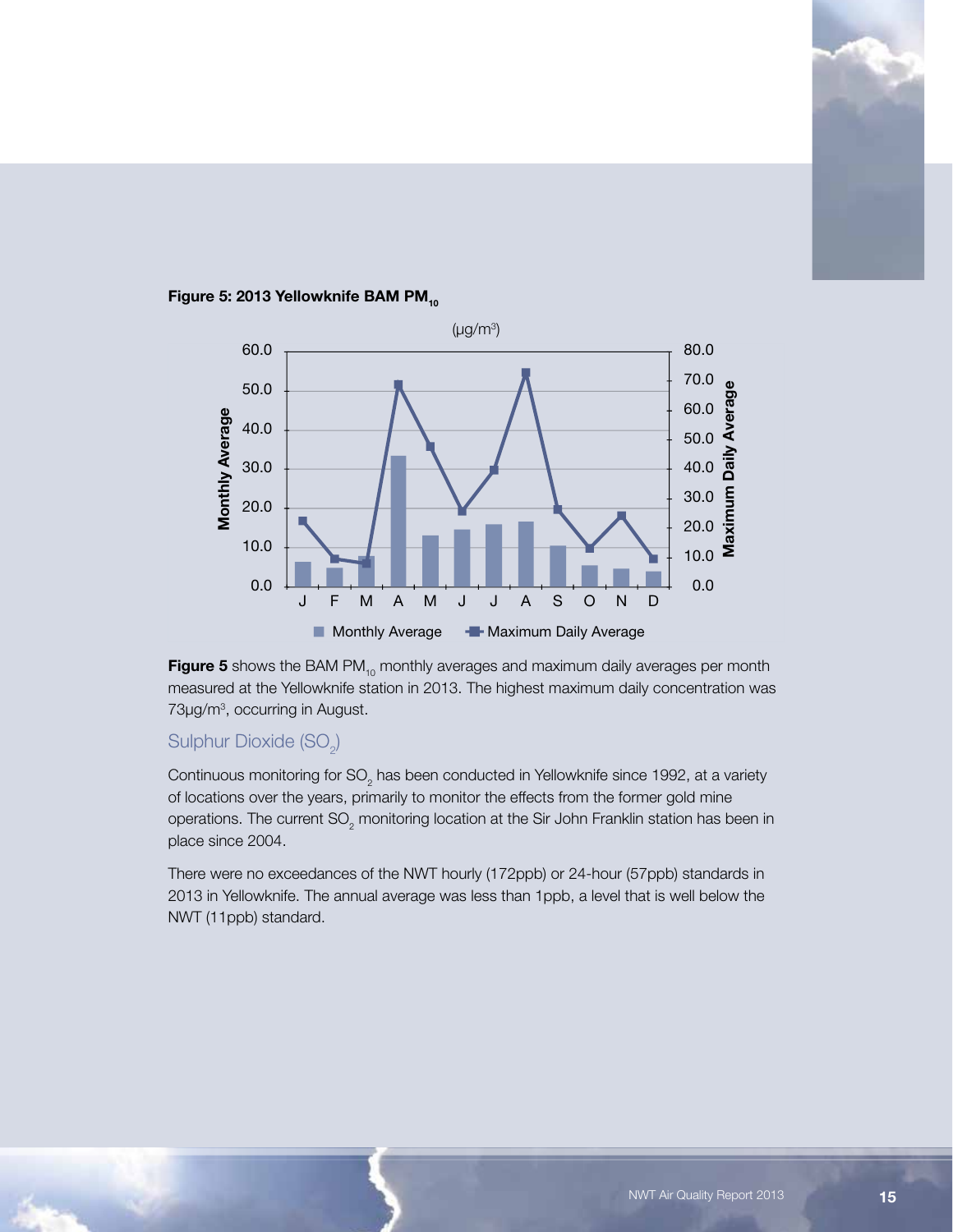**Figure 5: 2013 Yellowknife BAM $PM_{10}$**

**Figure 5** shows the BAM $PM_{10}$ monthly averages and maximum daily averages per month measured at the Yellowknife station in 2013. The highest maximum daily concentration was 73µg/m³, occurring in August.

## Sulphur Dioxide ($SO_2$)

Continuous monitoring for $SO_2$ has been conducted in Yellowknife since 1992, at a variety of locations over the years, primarily to monitor the effects from the former gold mine operations. The current $SO_2$ monitoring location at the Sir John Franklin station has been in place since 2004.

There were no exceedances of the NWT hourly (172ppb) or 24-hour (57ppb) standards in 2013 in Yellowknife. The annual average was less than 1ppb, a level that is well below the NWT (11ppb) standard.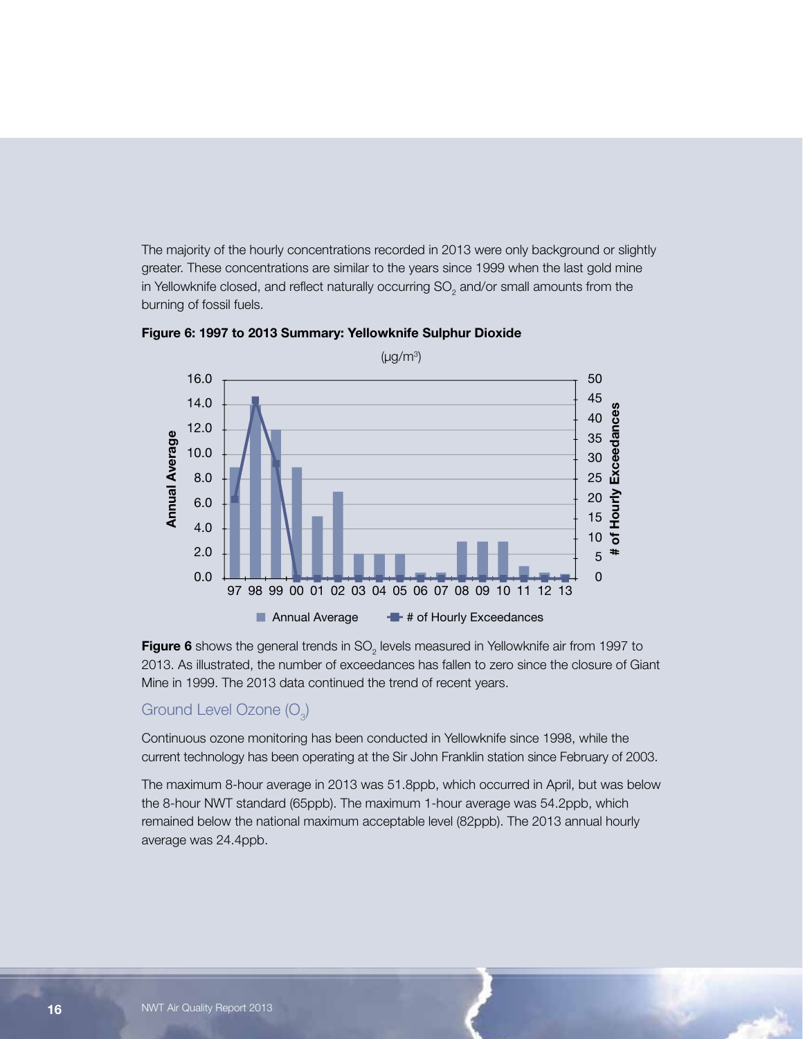The majority of the hourly concentrations recorded in 2013 were only background or slightly greater. These concentrations are similar to the years since 1999 when the last gold mine in Yellowknife closed, and reflect naturally occurring $SO_2$ and/or small amounts from the burning of fossil fuels.

**Figure 6: 1997 to 2013 Summary: Yellowknife Sulphur Dioxide**

**Figure 6** shows the general trends in $SO_2$ levels measured in Yellowknife air from 1997 to 2013. As illustrated, the number of exceedances has fallen to zero since the closure of Giant Mine in 1999. The 2013 data continued the trend of recent years.

## Ground Level Ozone ($O_3$)

Continuous ozone monitoring has been conducted in Yellowknife since 1998, while the current technology has been operating at the Sir John Franklin station since February of 2003.

The maximum 8-hour average in 2013 was 51.8ppb, which occurred in April, but was below the 8-hour NWT standard (65ppb). The maximum 1-hour average was 54.2ppb, which remained below the national maximum acceptable level (82ppb). The 2013 annual hourly average was 24.4ppb.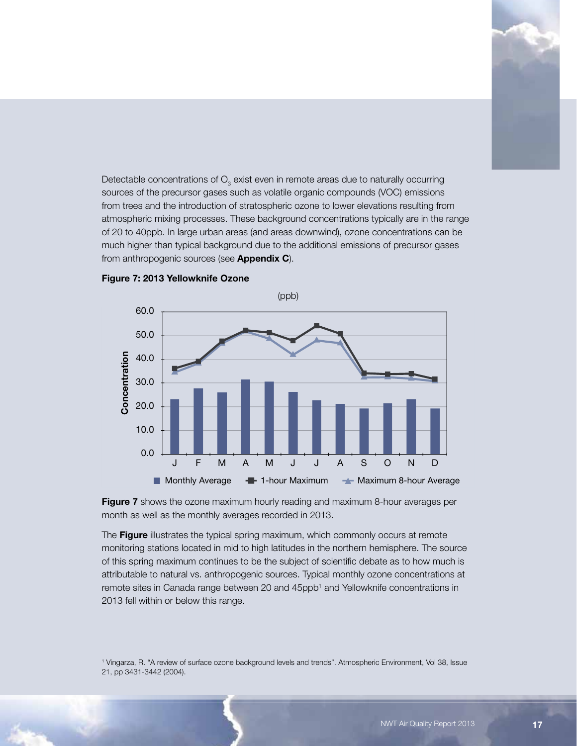Detectable concentrations of $O_3$ exist even in remote areas due to naturally occurring sources of the precursor gases such as volatile organic compounds (VOC) emissions from trees and the introduction of stratospheric ozone to lower elevations resulting from atmospheric mixing processes. These background concentrations typically are in the range of 20 to 40ppb. In large urban areas (and areas downwind), ozone concentrations can be much higher than typical background due to the additional emissions of precursor gases from anthropogenic sources (see **Appendix C**).

**Figure 7: 2013 Yellowknife Ozone**

**Figure 7** shows the ozone maximum hourly reading and maximum 8-hour averages per month as well as the monthly averages recorded in 2013.

The **Figure** illustrates the typical spring maximum, which commonly occurs at remote monitoring stations located in mid to high latitudes in the northern hemisphere. The source of this spring maximum continues to be the subject of scientific debate as to how much is attributable to natural vs. anthropogenic sources. Typical monthly ozone concentrations at remote sites in Canada range between 20 and 45ppb[1] and Yellowknife concentrations in 2013 fell within or below this range.

[1] Vingarza, R. "A review of surface ozone background levels and trends". Atmospheric Environment, Vol 38, Issue 21, pp 3431-3442 (2004).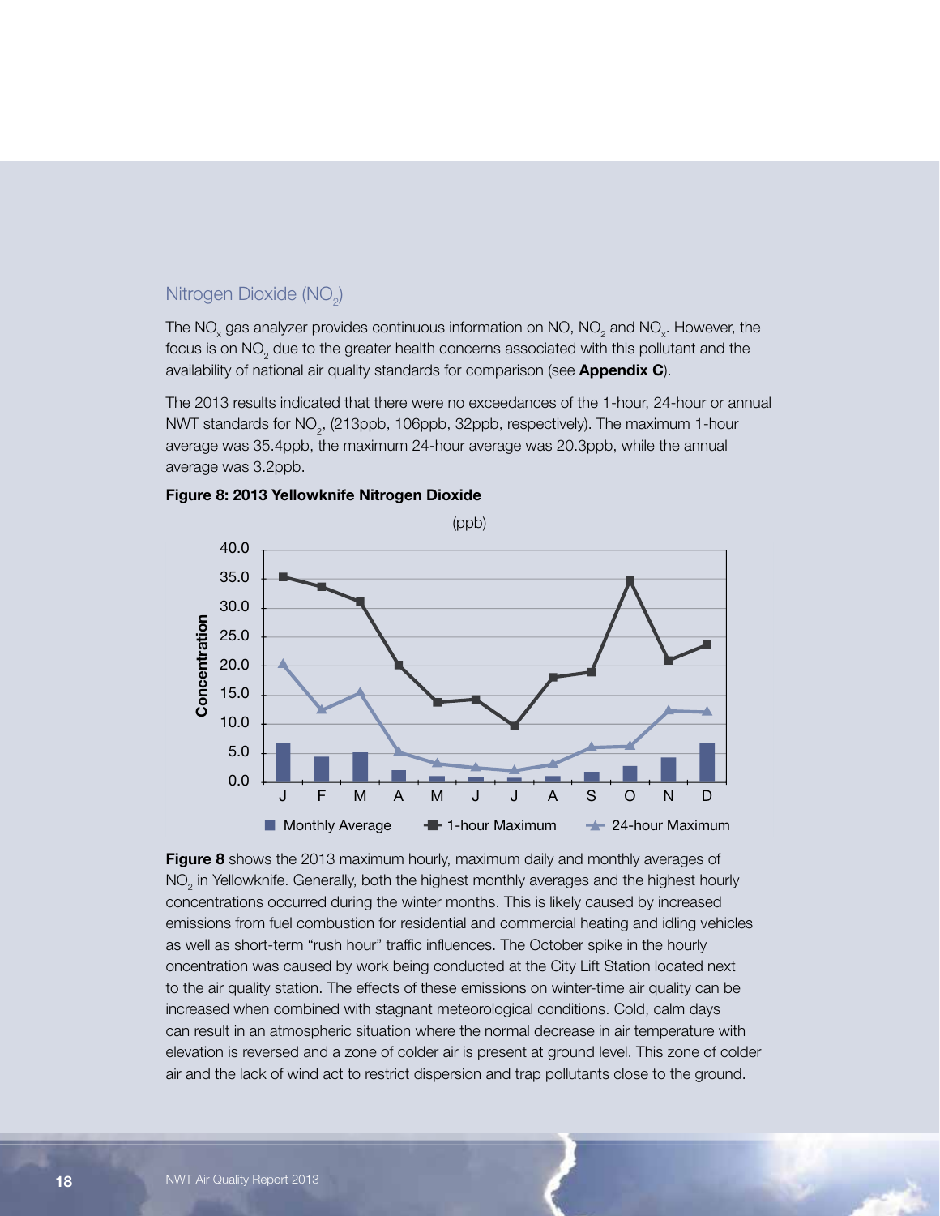## Nitrogen Dioxide ($NO_2$)

The $NO_x$ gas analyzer provides continuous information on NO, $NO_2$ and $NO_x$. However, the focus is on $NO_2$ due to the greater health concerns associated with this pollutant and the availability of national air quality standards for comparison (see **Appendix C**).

The 2013 results indicated that there were no exceedances of the 1-hour, 24-hour or annual NWT standards for $NO_2$, (213ppb, 106ppb, 32ppb, respectively). The maximum 1-hour average was 35.4ppb, the maximum 24-hour average was 20.3ppb, while the annual average was 3.2ppb.

**Figure 8: 2013 Yellowknife Nitrogen Dioxide**

**Figure 8** shows the 2013 maximum hourly, maximum daily and monthly averages of $NO_2$ in Yellowknife. Generally, both the highest monthly averages and the highest hourly concentrations occurred during the winter months. This is likely caused by increased emissions from fuel combustion for residential and commercial heating and idling vehicles as well as short-term "rush hour" traffic influences. The October spike in the hourly oncentration was caused by work being conducted at the City Lift Station located next to the air quality station. The effects of these emissions on winter-time air quality can be increased when combined with stagnant meteorological conditions. Cold, calm days can result in an atmospheric situation where the normal decrease in air temperature with elevation is reversed and a zone of colder air is present at ground level. This zone of colder air and the lack of wind act to restrict dispersion and trap pollutants close to the ground.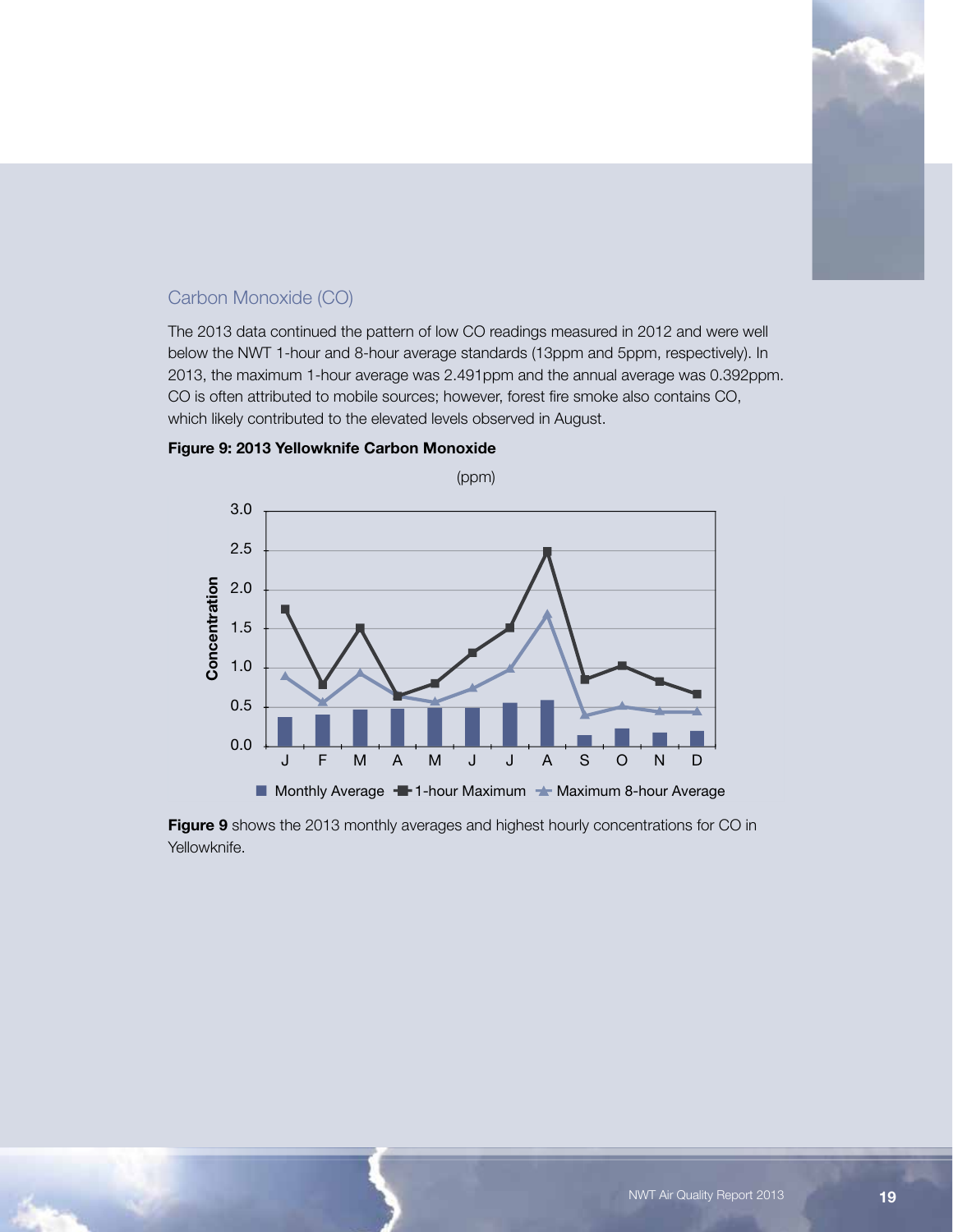## Carbon Monoxide (CO)

The 2013 data continued the pattern of low CO readings measured in 2012 and were well below the NWT 1-hour and 8-hour average standards (13ppm and 5ppm, respectively). In 2013, the maximum 1-hour average was 2.491ppm and the annual average was 0.392ppm. CO is often attributed to mobile sources; however, forest fire smoke also contains CO, which likely contributed to the elevated levels observed in August.

**Figure 9: 2013 Yellowknife Carbon Monoxide**

**Figure 9** shows the 2013 monthly averages and highest hourly concentrations for CO in Yellowknife.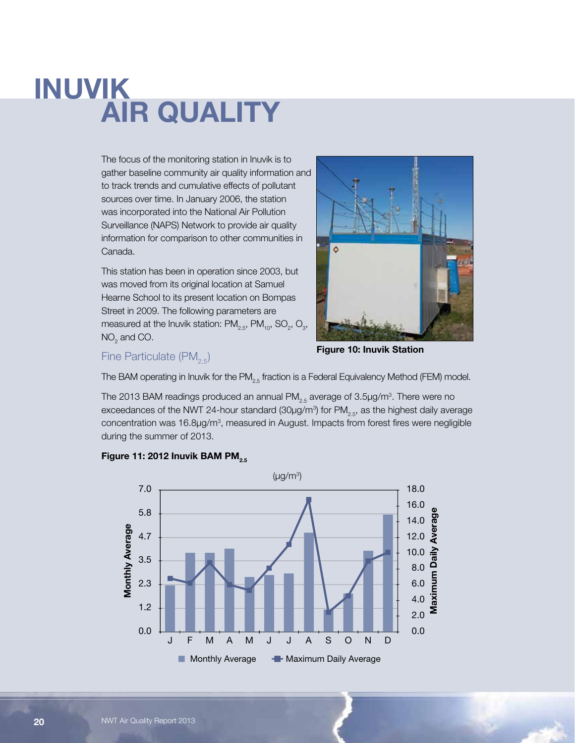# INUVIK AIR QUALITY

The focus of the monitoring station in Inuvik is to gather baseline community air quality information and to track trends and cumulative effects of pollutant sources over time. In January 2006, the station was incorporated into the National Air Pollution Surveillance (NAPS) Network to provide air quality information for comparison to other communities in Canada.

This station has been in operation since 2003, but was moved from its original location at Samuel Hearne School to its present location on Bompas Street in 2009. The following parameters are measured at the Inuvik station: $PM_{2.5}$, $PM_{10}$, $SO_2$, $O_3$, $NO_2$ and CO.

**Figure 10: Inuvik Station**

## Fine Particulate ($PM_{2.5}$)

The BAM operating in Inuvik for the $PM_{2.5}$ fraction is a Federal Equivalency Method (FEM) model.

The 2013 BAM readings produced an annual $PM_{2.5}$ average of 3.5µg/m³. There were no exceedances of the NWT 24-hour standard (30µg/m³) for $PM_{2.5}$, as the highest daily average concentration was 16.8µg/m³, measured in August. Impacts from forest fires were negligible during the summer of 2013.

**Figure 11: 2012 Inuvik BAM $PM_{2.5}$**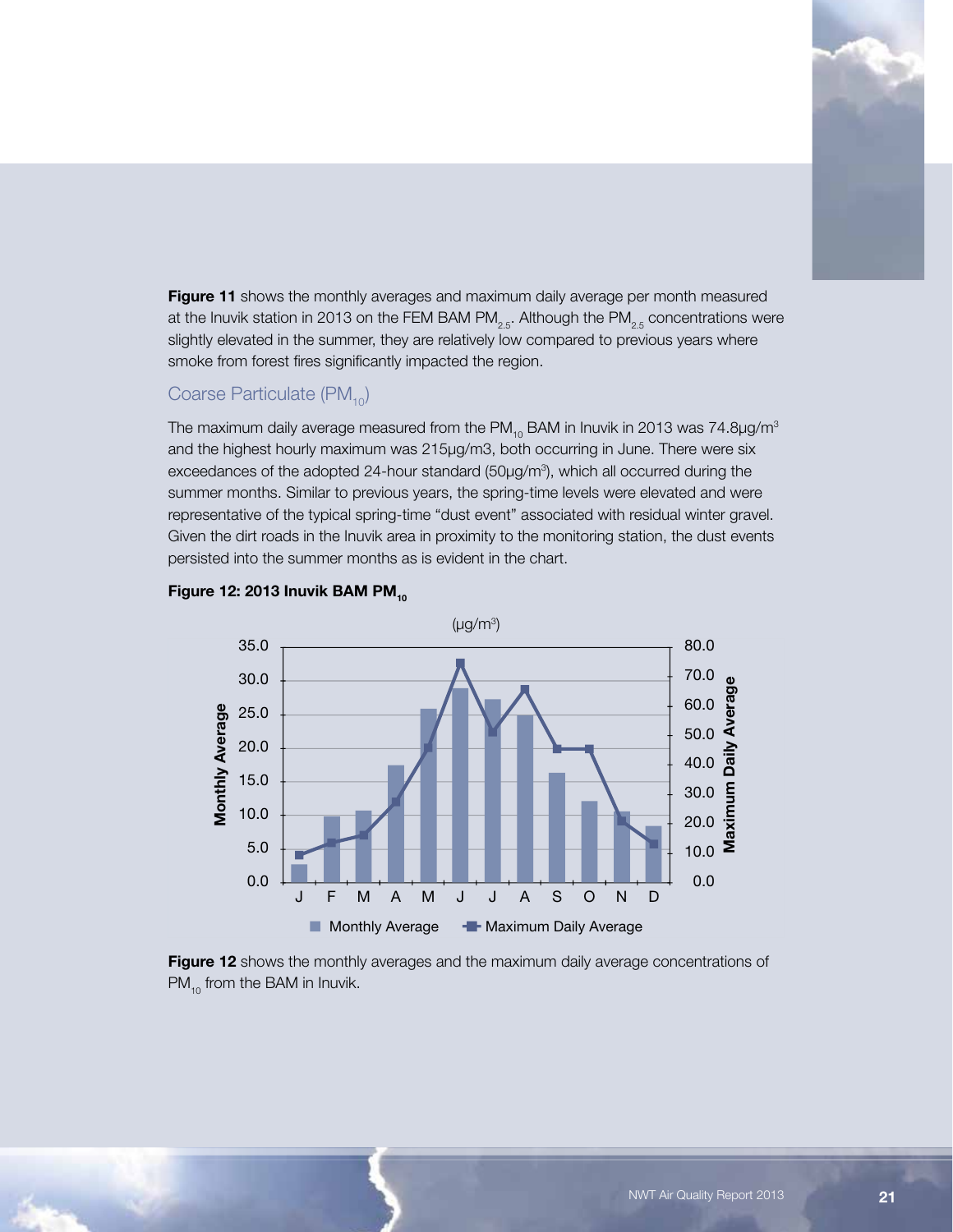**Figure 11** shows the monthly averages and maximum daily average per month measured at the Inuvik station in 2013 on the FEM BAM $PM_{2.5}$. Although the $PM_{2.5}$ concentrations were slightly elevated in the summer, they are relatively low compared to previous years where smoke from forest fires significantly impacted the region.

## Coarse Particulate ($PM_{10}$)

The maximum daily average measured from the $PM_{10}$ BAM in Inuvik in 2013 was 74.8µg/m$^3$ and the highest hourly maximum was 215µg/m3, both occurring in June. There were six exceedances of the adopted 24-hour standard (50µg/m$^3$), which all occurred during the summer months. Similar to previous years, the spring-time levels were elevated and were representative of the typical spring-time "dust event" associated with residual winter gravel. Given the dirt roads in the Inuvik area in proximity to the monitoring station, the dust events persisted into the summer months as is evident in the chart.

**Figure 12: 2013 Inuvik BAM $PM_{10}$**

**Figure 12** shows the monthly averages and the maximum daily average concentrations of $PM_{10}$ from the BAM in Inuvik.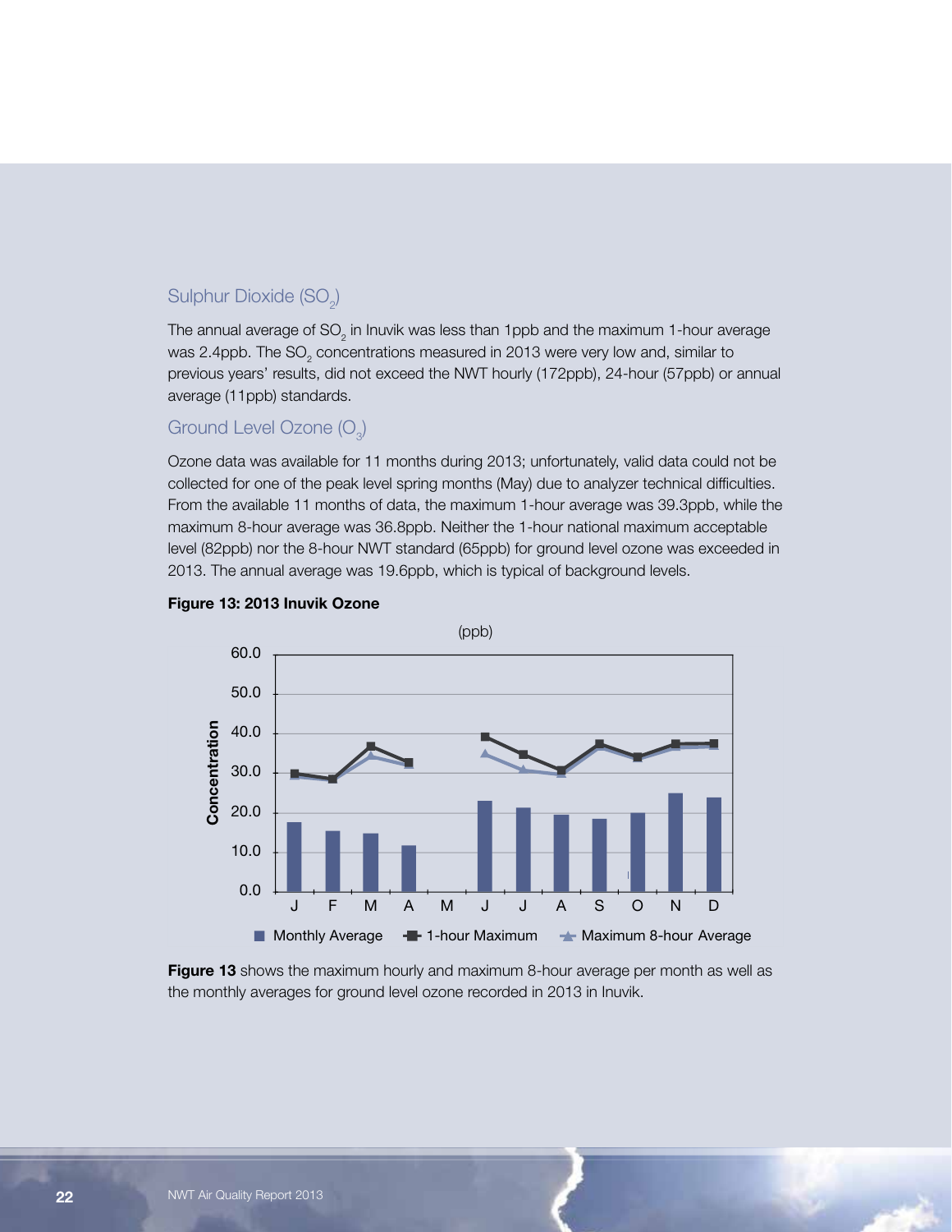## Sulphur Dioxide ($SO_2$)

The annual average of $SO_2$ in Inuvik was less than 1ppb and the maximum 1-hour average was 2.4ppb. The $SO_2$ concentrations measured in 2013 were very low and, similar to previous years' results, did not exceed the NWT hourly (172ppb), 24-hour (57ppb) or annual average (11ppb) standards.

## Ground Level Ozone ($O_3$)

Ozone data was available for 11 months during 2013; unfortunately, valid data could not be collected for one of the peak level spring months (May) due to analyzer technical difficulties. From the available 11 months of data, the maximum 1-hour average was 39.3ppb, while the maximum 8-hour average was 36.8ppb. Neither the 1-hour national maximum acceptable level (82ppb) nor the 8-hour NWT standard (65ppb) for ground level ozone was exceeded in 2013. The annual average was 19.6ppb, which is typical of background levels.

**Figure 13: 2013 Inuvik Ozone**

**Figure 13** shows the maximum hourly and maximum 8-hour average per month as well as the monthly averages for ground level ozone recorded in 2013 in Inuvik.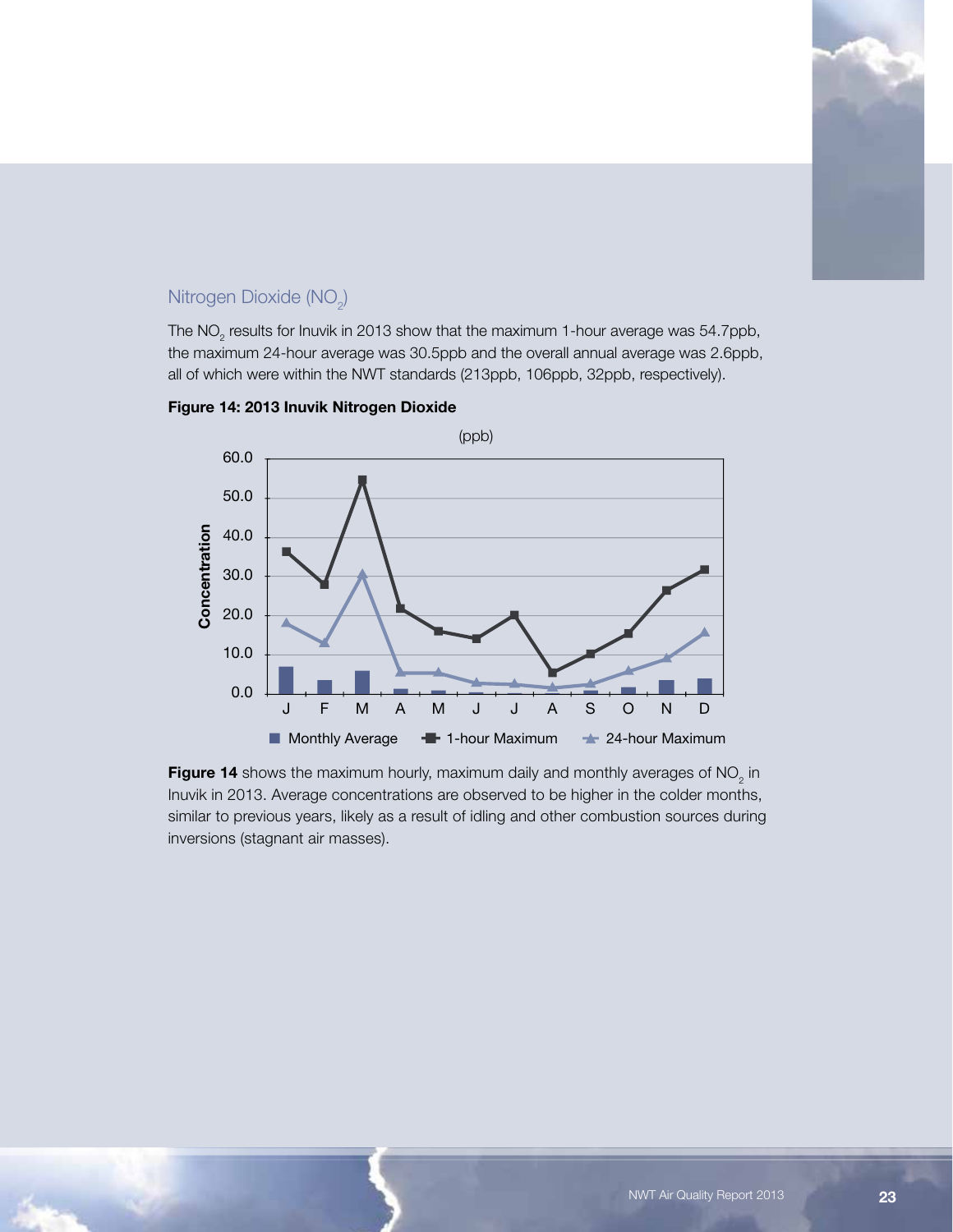## Nitrogen Dioxide ($NO_2$)

The $NO_2$ results for Inuvik in 2013 show that the maximum 1-hour average was 54.7ppb, the maximum 24-hour average was 30.5ppb and the overall annual average was 2.6ppb, all of which were within the NWT standards (213ppb, 106ppb, 32ppb, respectively).

**Figure 14: 2013 Inuvik Nitrogen Dioxide**

**Figure 14** shows the maximum hourly, maximum daily and monthly averages of $NO_2$ in Inuvik in 2013. Average concentrations are observed to be higher in the colder months, similar to previous years, likely as a result of idling and other combustion sources during inversions (stagnant air masses).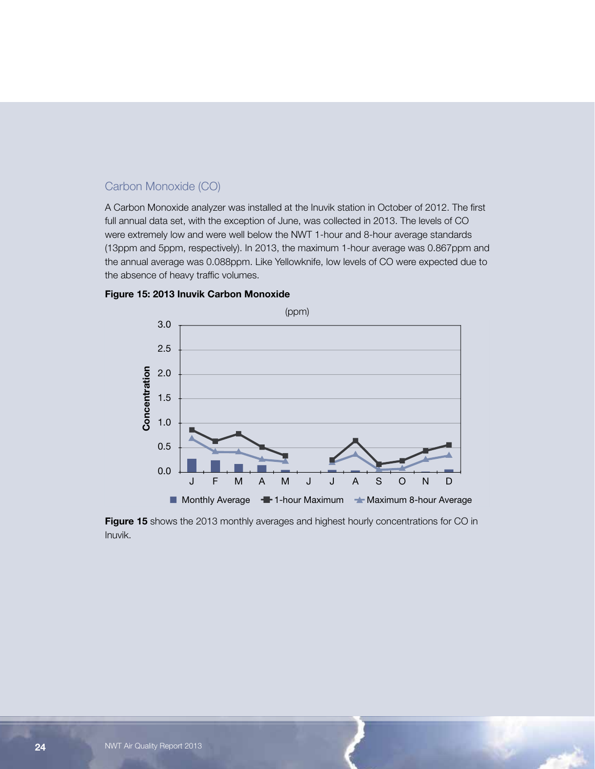## Carbon Monoxide (CO)

A Carbon Monoxide analyzer was installed at the Inuvik station in October of 2012. The first full annual data set, with the exception of June, was collected in 2013. The levels of CO were extremely low and were well below the NWT 1-hour and 8-hour average standards (13ppm and 5ppm, respectively). In 2013, the maximum 1-hour average was 0.867ppm and the annual average was 0.088ppm. Like Yellowknife, low levels of CO were expected due to the absence of heavy traffic volumes.

**Figure 15: 2013 Inuvik Carbon Monoxide**

**Figure 15** shows the 2013 monthly averages and highest hourly concentrations for CO in Inuvik.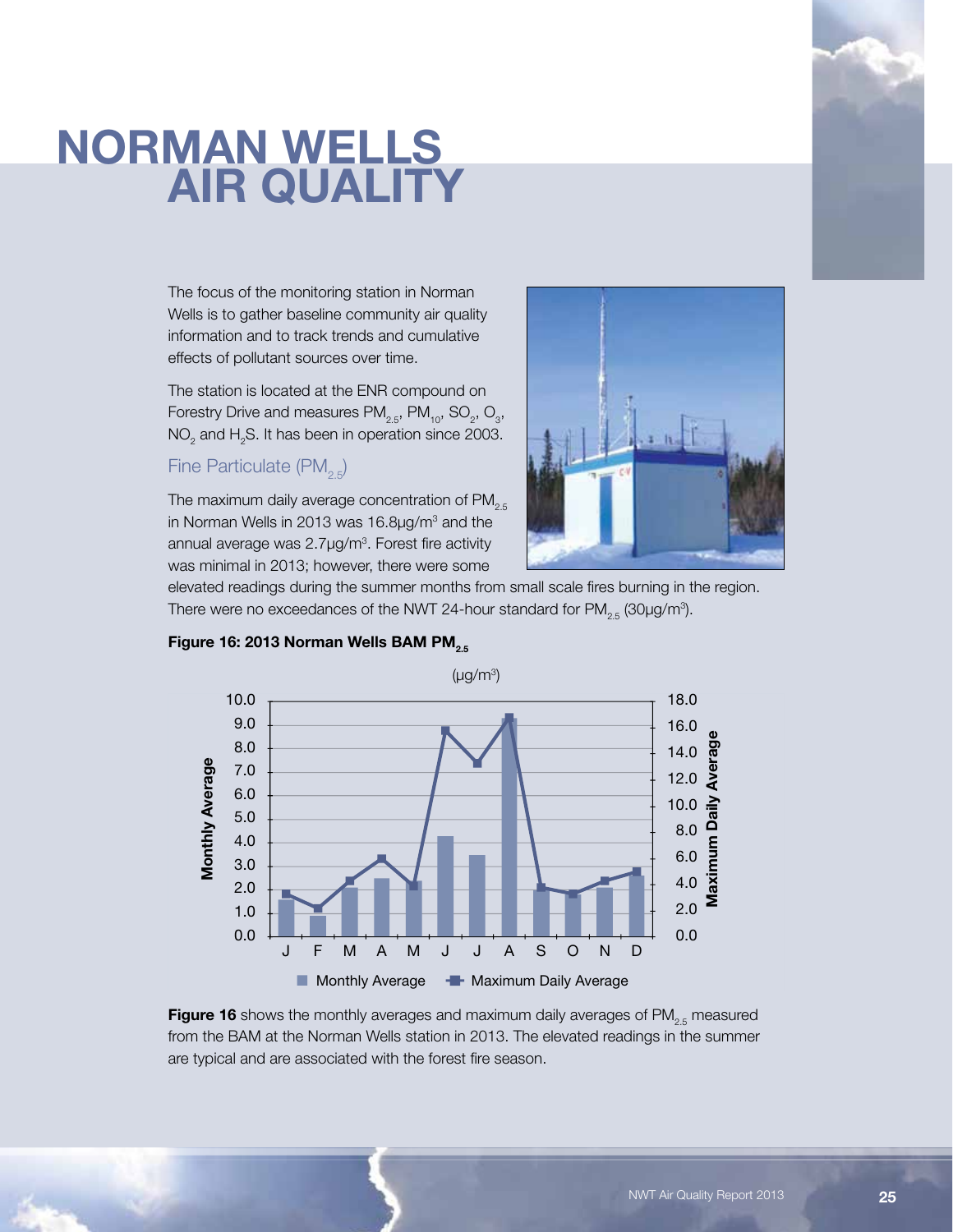# NORMAN WELLS AIR QUALITY

The focus of the monitoring station in Norman Wells is to gather baseline community air quality information and to track trends and cumulative effects of pollutant sources over time.

The station is located at the ENR compound on Forestry Drive and measures $PM_{2.5}$, $PM_{10}$, $SO_2$, $O_3$, $NO_2$ and $H_2S$. It has been in operation since 2003.

## Fine Particulate ($PM_{2.5}$)

The maximum daily average concentration of $PM_{2.5}$ in Norman Wells in 2013 was 16.8µg/m³ and the annual average was 2.7µg/m³. Forest fire activity was minimal in 2013; however, there were some elevated readings during the summer months from small scale fires burning in the region. There were no exceedances of the NWT 24-hour standard for $PM_{2.5}$ (30µg/m³).

**Figure 16: 2013 Norman Wells BAM $PM_{2.5}$**

**Figure 16** shows the monthly averages and maximum daily averages of $PM_{2.5}$ measured from the BAM at the Norman Wells station in 2013. The elevated readings in the summer are typical and are associated with the forest fire season.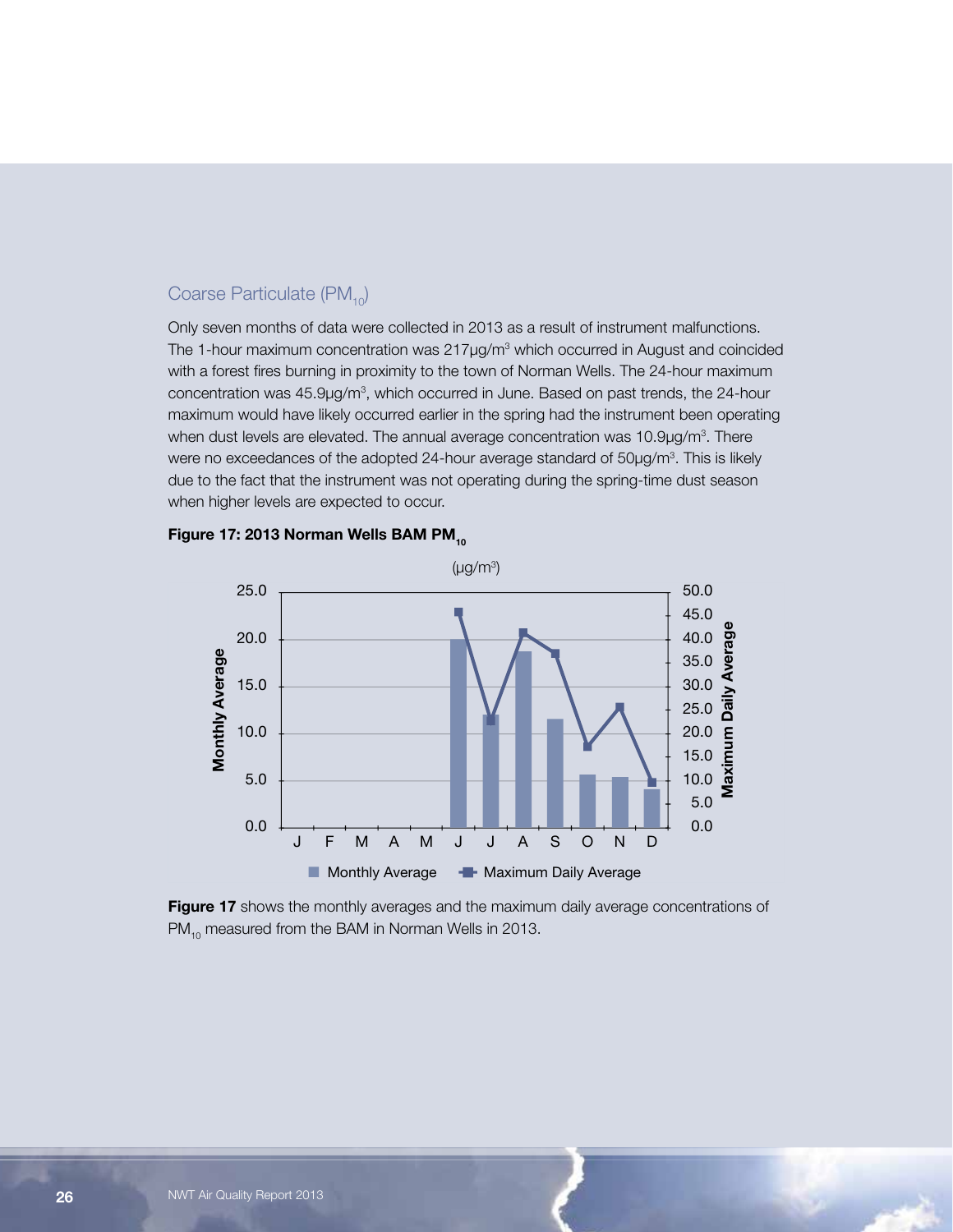## Coarse Particulate ($PM_{10}$)

Only seven months of data were collected in 2013 as a result of instrument malfunctions. The 1-hour maximum concentration was 217μg/m³ which occurred in August and coincided with a forest fires burning in proximity to the town of Norman Wells. The 24-hour maximum concentration was 45.9μg/m³, which occurred in June. Based on past trends, the 24-hour maximum would have likely occurred earlier in the spring had the instrument been operating when dust levels are elevated. The annual average concentration was 10.9μg/m³. There were no exceedances of the adopted 24-hour average standard of 50μg/m³. This is likely due to the fact that the instrument was not operating during the spring-time dust season when higher levels are expected to occur.

**Figure 17: 2013 Norman Wells BAM $PM_{10}$**

**Figure 17** shows the monthly averages and the maximum daily average concentrations of $PM_{10}$ measured from the BAM in Norman Wells in 2013.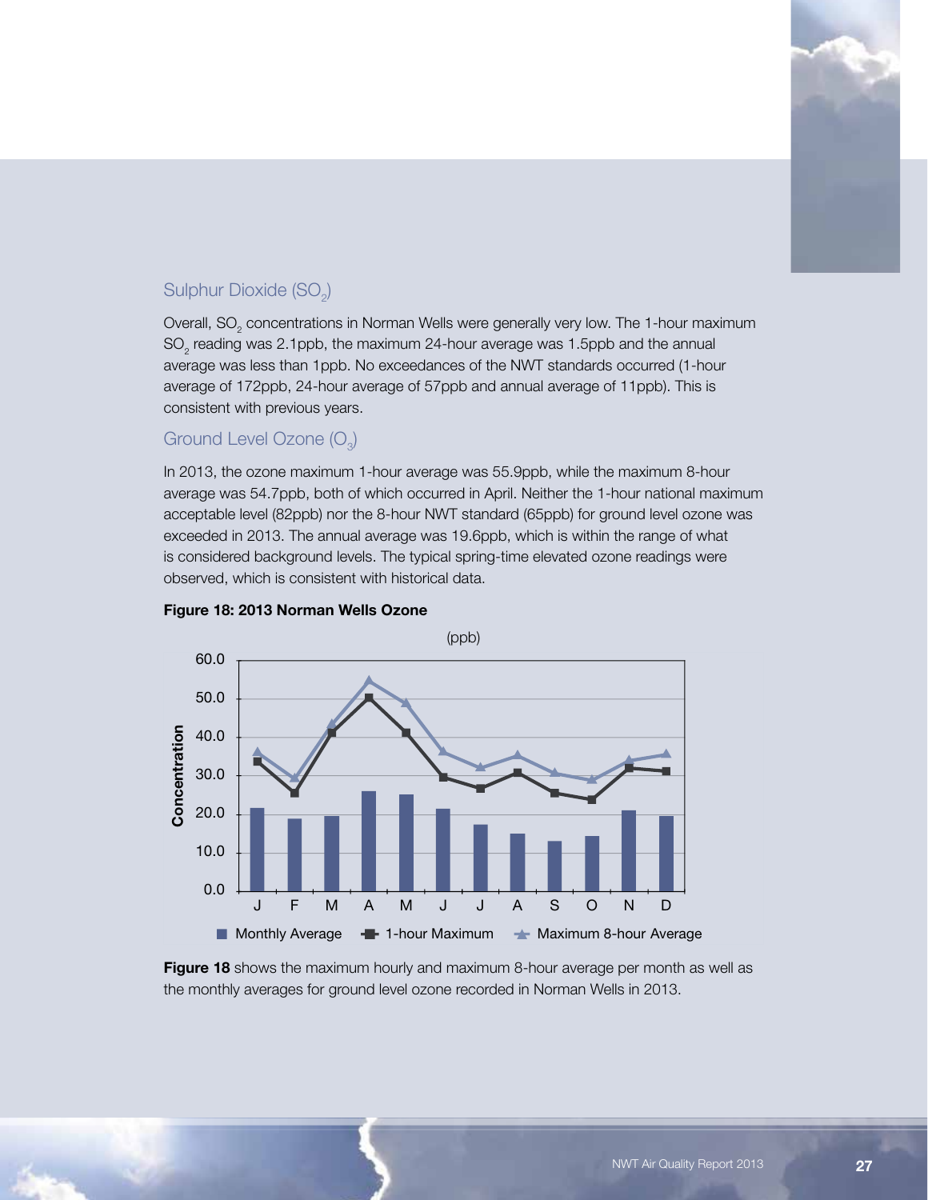## Sulphur Dioxide ($SO_2$)

Overall, $SO_2$ concentrations in Norman Wells were generally very low. The 1-hour maximum $SO_2$ reading was 2.1ppb, the maximum 24-hour average was 1.5ppb and the annual average was less than 1ppb. No exceedances of the NWT standards occurred (1-hour average of 172ppb, 24-hour average of 57ppb and annual average of 11ppb). This is consistent with previous years.

## Ground Level Ozone ($O_3$)

In 2013, the ozone maximum 1-hour average was 55.9ppb, while the maximum 8-hour average was 54.7ppb, both of which occurred in April. Neither the 1-hour national maximum acceptable level (82ppb) nor the 8-hour NWT standard (65ppb) for ground level ozone was exceeded in 2013. The annual average was 19.6ppb, which is within the range of what is considered background levels. The typical spring-time elevated ozone readings were observed, which is consistent with historical data.

**Figure 18: 2013 Norman Wells Ozone**

**Figure 18** shows the maximum hourly and maximum 8-hour average per month as well as the monthly averages for ground level ozone recorded in Norman Wells in 2013.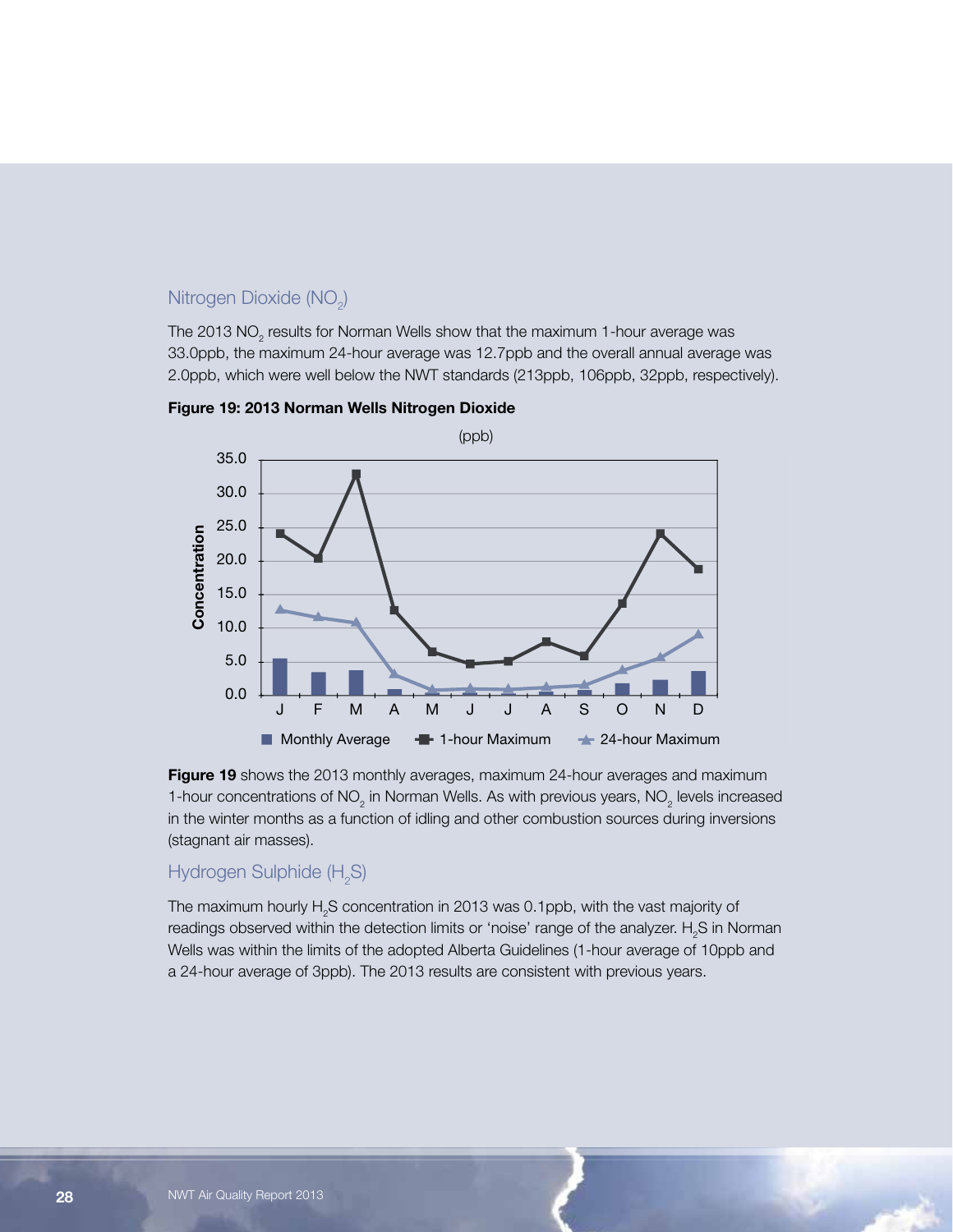## Nitrogen Dioxide ($NO_2$)

The 2013 $NO_2$ results for Norman Wells show that the maximum 1-hour average was 33.0ppb, the maximum 24-hour average was 12.7ppb and the overall annual average was 2.0ppb, which were well below the NWT standards (213ppb, 106ppb, 32ppb, respectively).

**Figure 19: 2013 Norman Wells Nitrogen Dioxide**

**Figure 19** shows the 2013 monthly averages, maximum 24-hour averages and maximum 1-hour concentrations of $NO_2$ in Norman Wells. As with previous years, $NO_2$ levels increased in the winter months as a function of idling and other combustion sources during inversions (stagnant air masses).

## Hydrogen Sulphide ($H_2S$)

The maximum hourly $H_2S$ concentration in 2013 was 0.1ppb, with the vast majority of readings observed within the detection limits or 'noise' range of the analyzer. $H_2S$ in Norman Wells was within the limits of the adopted Alberta Guidelines (1-hour average of 10ppb and a 24-hour average of 3ppb). The 2013 results are consistent with previous years.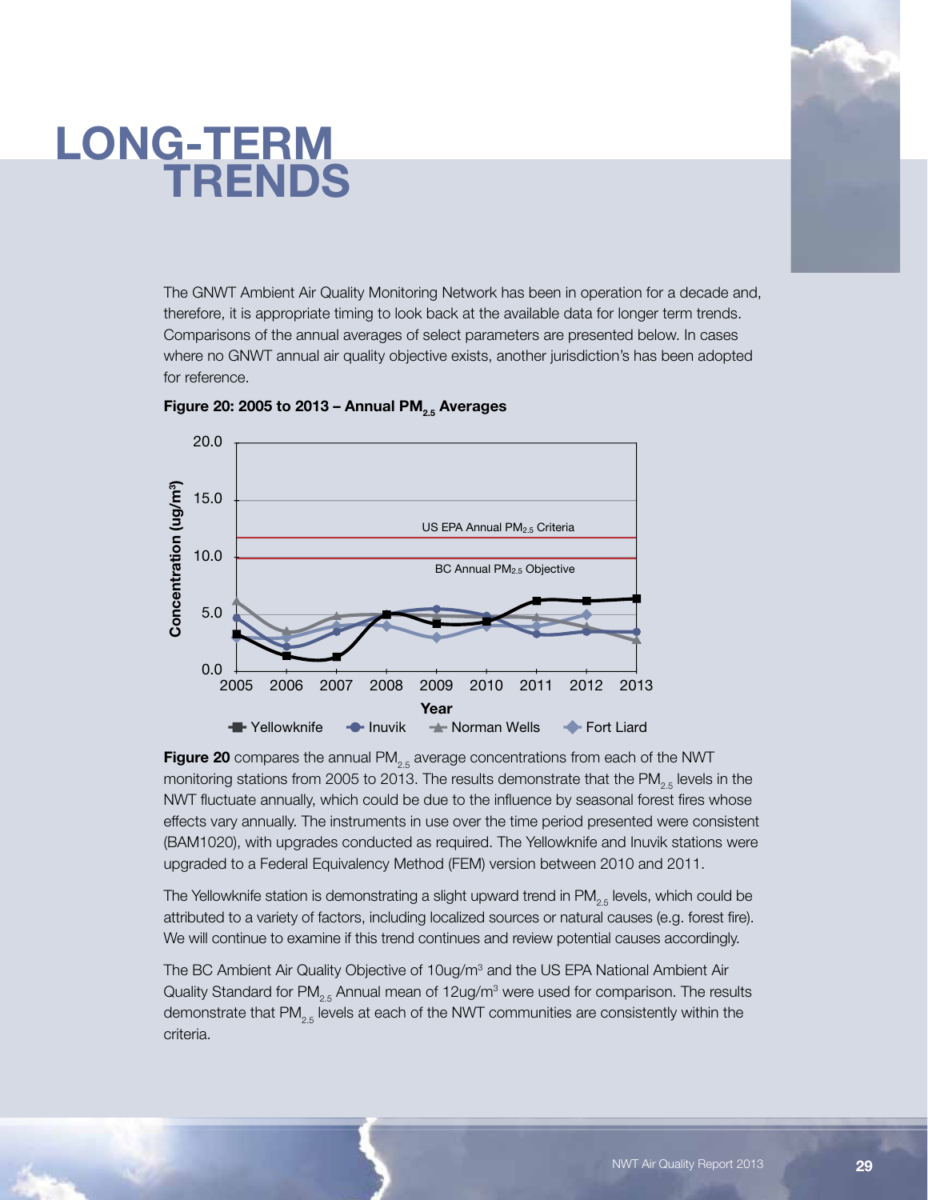# LONG-TERM TRENDS

The GNWT Ambient Air Quality Monitoring Network has been in operation for a decade and, therefore, it is appropriate timing to look back at the available data for longer term trends. Comparisons of the annual averages of select parameters are presented below. In cases where no GNWT annual air quality objective exists, another jurisdiction's has been adopted for reference.

**Figure 20: 2005 to 2013 – Annual $PM_{2.5}$ Averages**

**Figure 20** compares the annual $PM_{2.5}$ average concentrations from each of the NWT monitoring stations from 2005 to 2013. The results demonstrate that the $PM_{2.5}$ levels in the NWT fluctuate annually, which could be due to the influence by seasonal forest fires whose effects vary annually. The instruments in use over the time period presented were consistent (BAM1020), with upgrades conducted as required. The Yellowknife and Inuvik stations were upgraded to a Federal Equivalency Method (FEM) version between 2010 and 2011.

The Yellowknife station is demonstrating a slight upward trend in $PM_{2.5}$ levels, which could be attributed to a variety of factors, including localized sources or natural causes (e.g. forest fire). We will continue to examine if this trend continues and review potential causes accordingly.

The BC Ambient Air Quality Objective of 10ug/m³ and the US EPA National Ambient Air Quality Standard for $PM_{2.5}$ Annual mean of 12ug/m³ were used for comparison. The results demonstrate that $PM_{2.5}$ levels at each of the NWT communities are consistently within the criteria.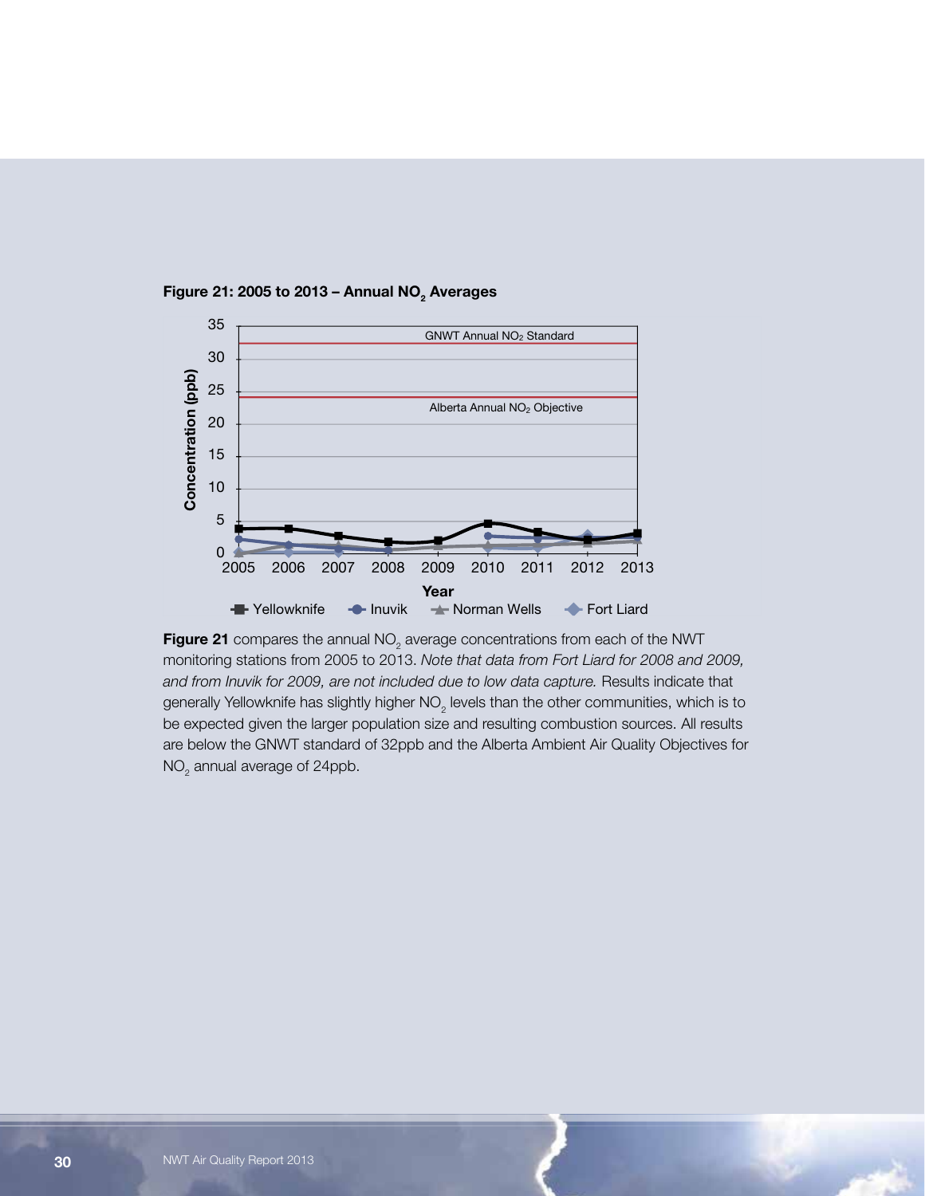**Figure 21: 2005 to 2013 – Annual $NO_2$ Averages**

**Figure 21** compares the annual $NO_2$ average concentrations from each of the NWT monitoring stations from 2005 to 2013. *Note that data from Fort Liard for 2008 and 2009, and from Inuvik for 2009, are not included due to low data capture.* Results indicate that generally Yellowknife has slightly higher $NO_2$ levels than the other communities, which is to be expected given the larger population size and resulting combustion sources. All results are below the GNWT standard of 32ppb and the Alberta Ambient Air Quality Objectives for $NO_2$ annual average of 24ppb.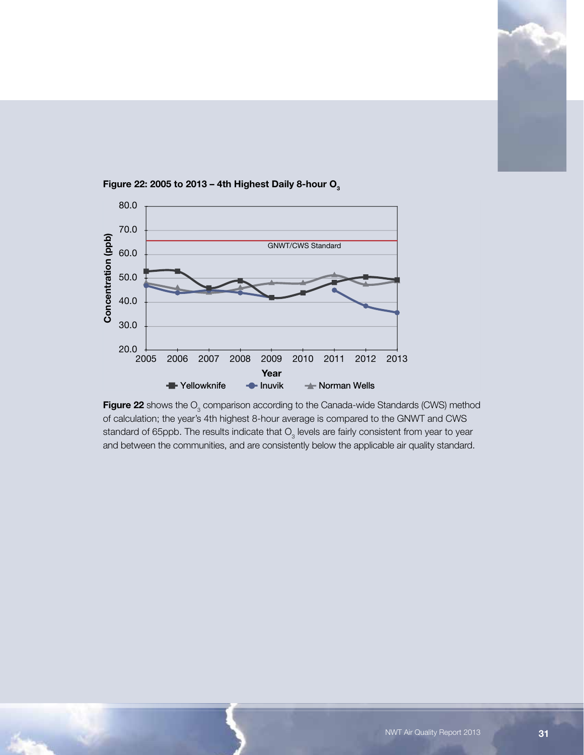**Figure 22: 2005 to 2013 – 4th Highest Daily 8-hour $O_3$**

**Figure 22** shows the $O_3$ comparison according to the Canada-wide Standards (CWS) method of calculation; the year's 4th highest 8-hour average is compared to the GNWT and CWS standard of 65ppb. The results indicate that $O_3$ levels are fairly consistent from year to year and between the communities, and are consistently below the applicable air quality standard.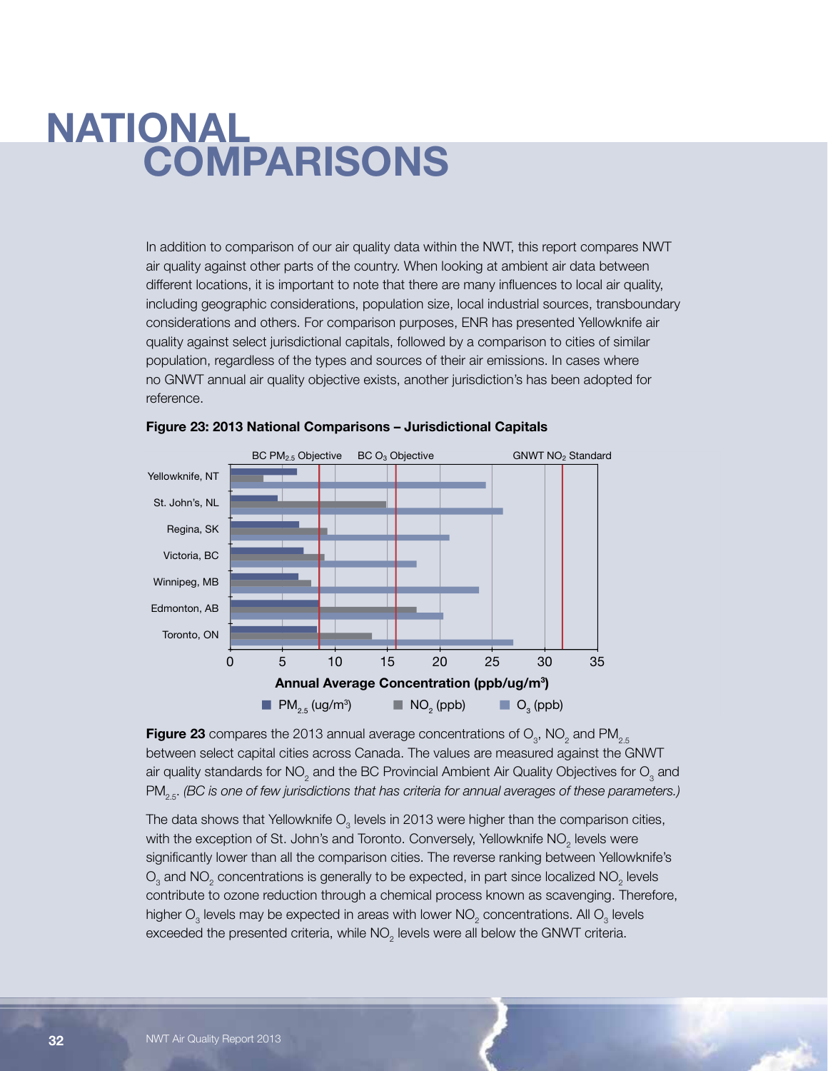# NATIONAL COMPARISONS

In addition to comparison of our air quality data within the NWT, this report compares NWT air quality against other parts of the country. When looking at ambient air data between different locations, it is important to note that there are many influences to local air quality, including geographic considerations, population size, local industrial sources, transboundary considerations and others. For comparison purposes, ENR has presented Yellowknife air quality against select jurisdictional capitals, followed by a comparison to cities of similar population, regardless of the types and sources of their air emissions. In cases where no GNWT annual air quality objective exists, another jurisdiction's has been adopted for reference.

**Figure 23: 2013 National Comparisons – Jurisdictional Capitals**

BC $PM_{2.5}$ Objective | BC $O_3$ Objective | GNWT $NO_2$ Standard

Yellowknife, NT; St. John's, NL; Regina, SK; Victoria, BC; Winnipeg, MB; Edmonton, AB; Toronto, ON

0 5 10 15 20 25 30 35

**Annual Average Concentration (ppb/ug/m³)**

$PM_{2.5}$ (ug/m³) | $NO_2$ (ppb) | $O_3$ (ppb)

**Figure 23** compares the 2013 annual average concentrations of $O_3$, $NO_2$ and $PM_{2.5}$ between select capital cities across Canada. The values are measured against the GNWT air quality standards for $NO_2$ and the BC Provincial Ambient Air Quality Objectives for $O_3$ and $PM_{2.5}$. *(BC is one of few jurisdictions that has criteria for annual averages of these parameters.)*

The data shows that Yellowknife $O_3$ levels in 2013 were higher than the comparison cities, with the exception of St. John's and Toronto. Conversely, Yellowknife $NO_2$ levels were significantly lower than all the comparison cities. The reverse ranking between Yellowknife's $O_3$ and $NO_2$ concentrations is generally to be expected, in part since localized $NO_2$ levels contribute to ozone reduction through a chemical process known as scavenging. Therefore, higher $O_3$ levels may be expected in areas with lower $NO_2$ concentrations. All $O_3$ levels exceeded the presented criteria, while $NO_2$ levels were all below the GNWT criteria.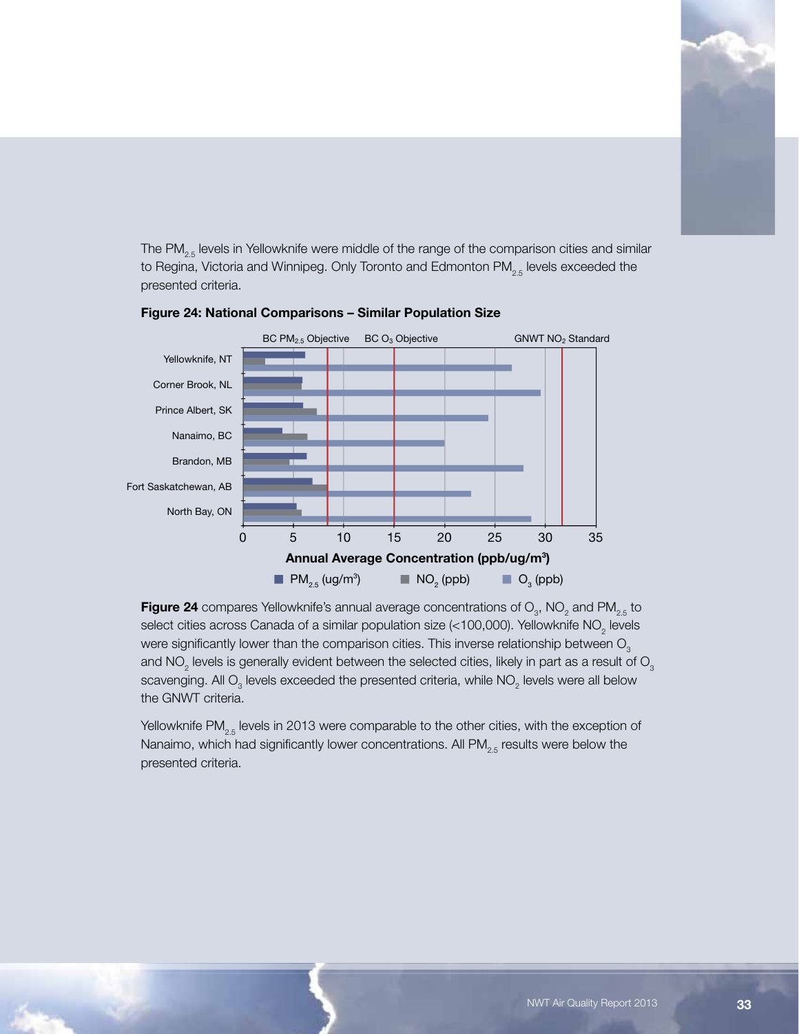The $PM_{2.5}$ levels in Yellowknife were middle of the range of the comparison cities and similar to Regina, Victoria and Winnipeg. Only Toronto and Edmonton $PM_{2.5}$ levels exceeded the presented criteria.

**Figure 24: National Comparisons – Similar Population Size**

**Figure 24** compares Yellowknife's annual average concentrations of $O_3$, $NO_2$ and $PM_{2.5}$ to select cities across Canada of a similar population size (<100,000). Yellowknife $NO_2$ levels were significantly lower than the comparison cities. This inverse relationship between $O_3$ and $NO_2$ levels is generally evident between the selected cities, likely in part as a result of $O_3$ scavenging. All $O_3$ levels exceeded the presented criteria, while $NO_2$ levels were all below the GNWT criteria.

Yellowknife $PM_{2.5}$ levels in 2013 were comparable to the other cities, with the exception of Nanaimo, which had significantly lower concentrations. All $PM_{2.5}$ results were below the presented criteria.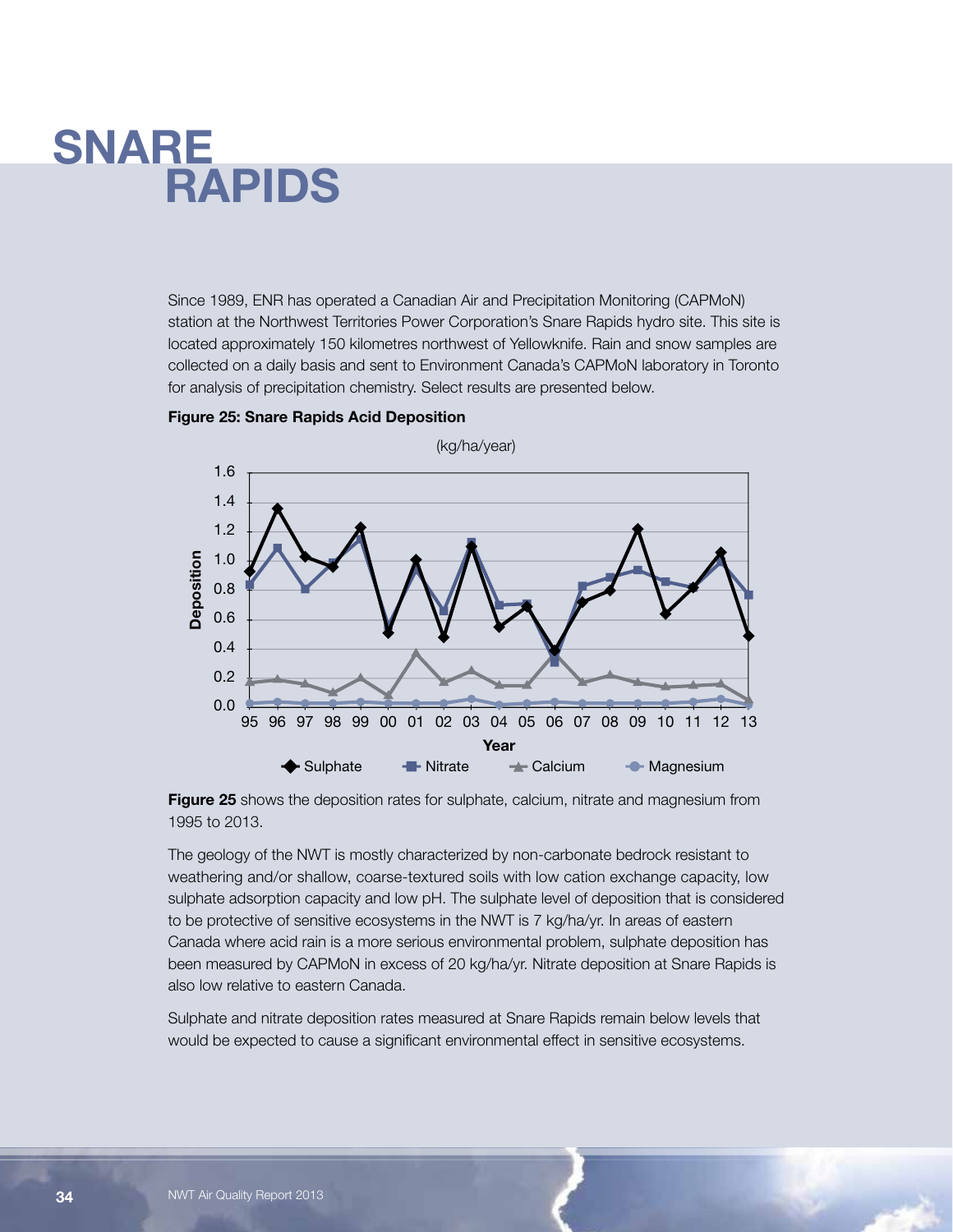# SNARE RAPIDS

Since 1989, ENR has operated a Canadian Air and Precipitation Monitoring (CAPMoN) station at the Northwest Territories Power Corporation's Snare Rapids hydro site. This site is located approximately 150 kilometres northwest of Yellowknife. Rain and snow samples are collected on a daily basis and sent to Environment Canada's CAPMoN laboratory in Toronto for analysis of precipitation chemistry. Select results are presented below.

**Figure 25: Snare Rapids Acid Deposition**

**Figure 25** shows the deposition rates for sulphate, calcium, nitrate and magnesium from 1995 to 2013.

The geology of the NWT is mostly characterized by non-carbonate bedrock resistant to weathering and/or shallow, coarse-textured soils with low cation exchange capacity, low sulphate adsorption capacity and low pH. The sulphate level of deposition that is considered to be protective of sensitive ecosystems in the NWT is 7 kg/ha/yr. In areas of eastern Canada where acid rain is a more serious environmental problem, sulphate deposition has been measured by CAPMoN in excess of 20 kg/ha/yr. Nitrate deposition at Snare Rapids is also low relative to eastern Canada.

Sulphate and nitrate deposition rates measured at Snare Rapids remain below levels that would be expected to cause a significant environmental effect in sensitive ecosystems.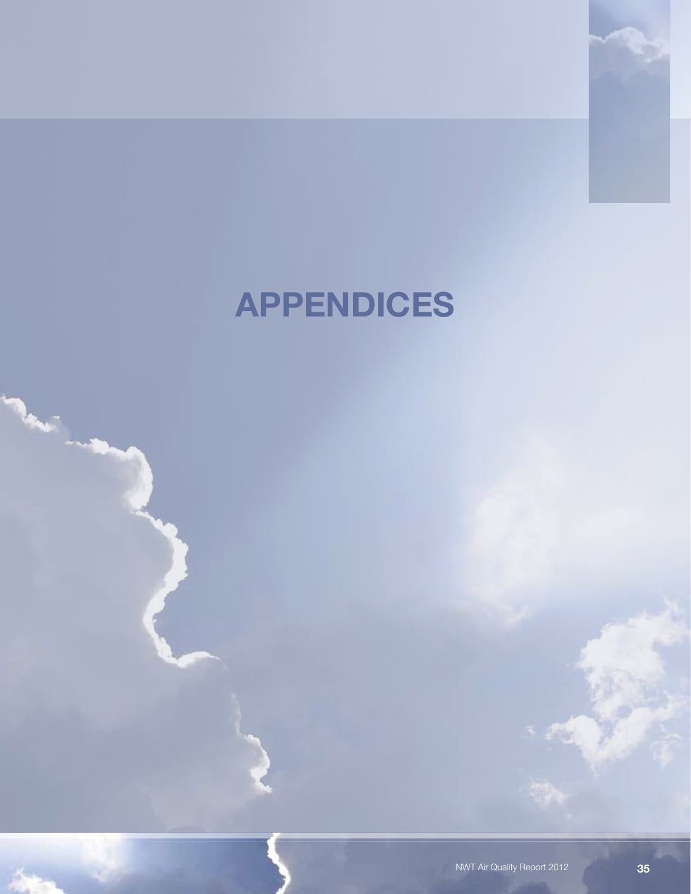# APPENDICES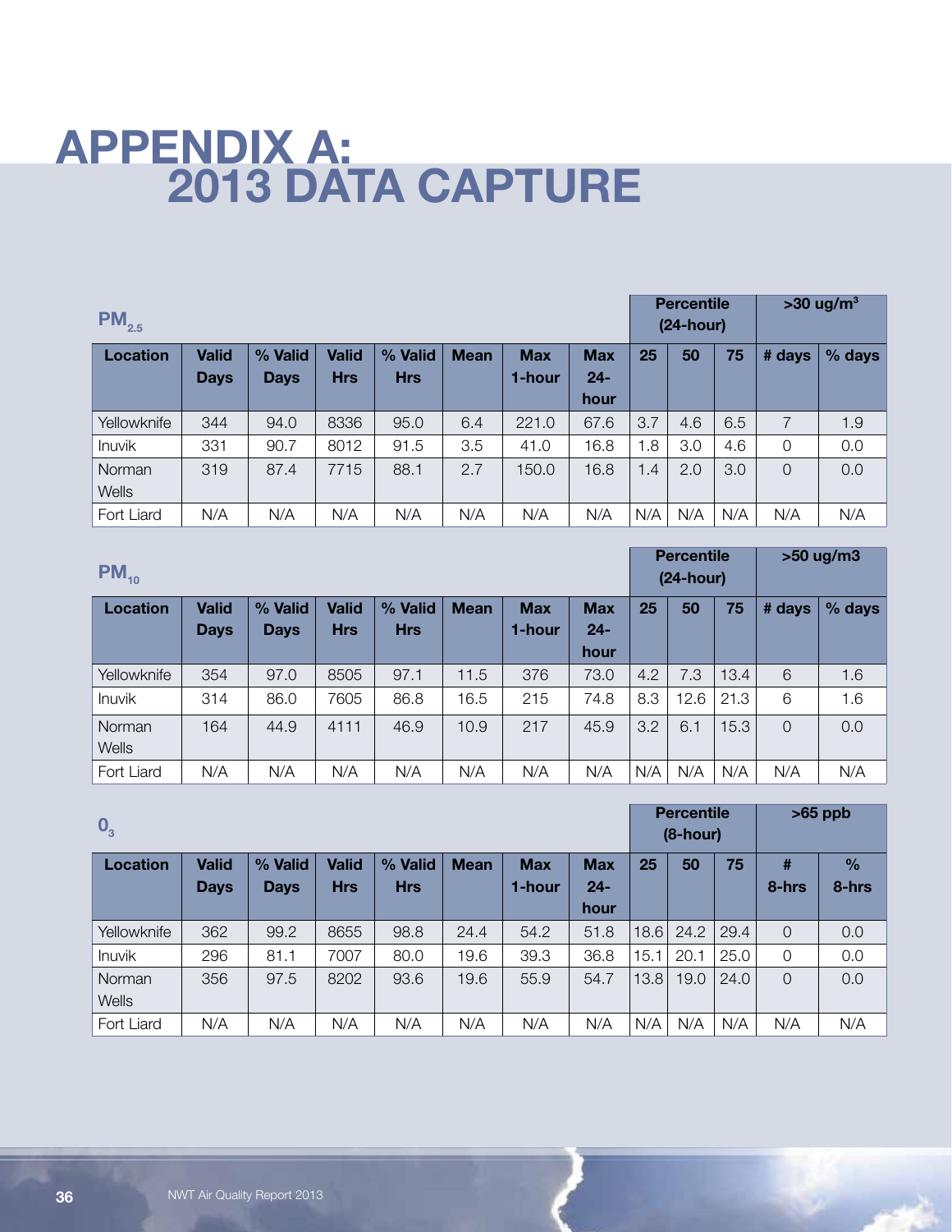# APPENDIX A: 2013 DATA CAPTURE

| $PM_{2.5}$ | | | | | | | | Percentile (24-hour) | | | >30 ug/m³ | |
|---|---|---|---|---|---|---|---|---|---|---|---|---|
| Location | Valid Days | % Valid Days | Valid Hrs | % Valid Hrs | Mean | Max 1-hour | Max 24-hour | 25 | 50 | 75 | # days | % days |
| Yellowknife | 344 | 94.0 | 8336 | 95.0 | 6.4 | 221.0 | 67.6 | 3.7 | 4.6 | 6.5 | 7 | 1.9 |
| Inuvik | 331 | 90.7 | 8012 | 91.5 | 3.5 | 41.0 | 16.8 | 1.8 | 3.0 | 4.6 | 0 | 0.0 |
| Norman Wells | 319 | 87.4 | 7715 | 88.1 | 2.7 | 150.0 | 16.8 | 1.4 | 2.0 | 3.0 | 0 | 0.0 |
| Fort Liard | N/A | N/A | N/A | N/A | N/A | N/A | N/A | N/A | N/A | N/A | N/A | N/A |

| $PM_{10}$ | | | | | | | | Percentile (24-hour) | | | >50 ug/m3 | |
|---|---|---|---|---|---|---|---|---|---|---|---|---|
| Location | Valid Days | % Valid Days | Valid Hrs | % Valid Hrs | Mean | Max 1-hour | Max 24-hour | 25 | 50 | 75 | # days | % days |
| Yellowknife | 354 | 97.0 | 8505 | 97.1 | 11.5 | 376 | 73.0 | 4.2 | 7.3 | 13.4 | 6 | 1.6 |
| Inuvik | 314 | 86.0 | 7605 | 86.8 | 16.5 | 215 | 74.8 | 8.3 | 12.6 | 21.3 | 6 | 1.6 |
| Norman Wells | 164 | 44.9 | 4111 | 46.9 | 10.9 | 217 | 45.9 | 3.2 | 6.1 | 15.3 | 0 | 0.0 |
| Fort Liard | N/A | N/A | N/A | N/A | N/A | N/A | N/A | N/A | N/A | N/A | N/A | N/A |

| $0_3$ | | | | | | | | Percentile (8-hour) | | | >65 ppb | |
|---|---|---|---|---|---|---|---|---|---|---|---|---|
| Location | Valid Days | % Valid Days | Valid Hrs | % Valid Hrs | Mean | Max 1-hour | Max 24-hour | 25 | 50 | 75 | # 8-hrs | % 8-hrs |
| Yellowknife | 362 | 99.2 | 8655 | 98.8 | 24.4 | 54.2 | 51.8 | 18.6 | 24.2 | 29.4 | 0 | 0.0 |
| Inuvik | 296 | 81.1 | 7007 | 80.0 | 19.6 | 39.3 | 36.8 | 15.1 | 20.1 | 25.0 | 0 | 0.0 |
| Norman Wells | 356 | 97.5 | 8202 | 93.6 | 19.6 | 55.9 | 54.7 | 13.8 | 19.0 | 24.0 | 0 | 0.0 |
| Fort Liard | N/A | N/A | N/A | N/A | N/A | N/A | N/A | N/A | N/A | N/A | N/A | N/A |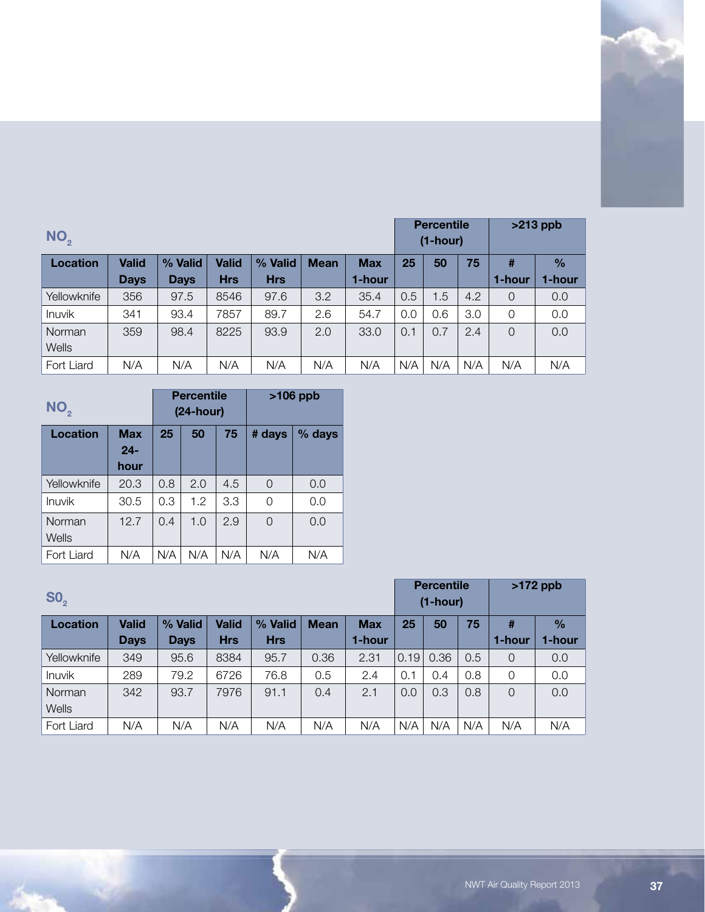### $NO_2$

| Location | Valid Days | % Valid Days | Valid Hrs | % Valid Hrs | Mean | Max 1-hour | Percentile (1-hour) | | | >213 ppb | |
|---|---|---|---|---|---|---|---|---|---|---|---|
| | | | | | | | 25 | 50 | 75 | # 1-hour | % 1-hour |
| Yellowknife | 356 | 97.5 | 8546 | 97.6 | 3.2 | 35.4 | 0.5 | 1.5 | 4.2 | 0 | 0.0 |
| Inuvik | 341 | 93.4 | 7857 | 89.7 | 2.6 | 54.7 | 0.0 | 0.6 | 3.0 | 0 | 0.0 |
| Norman Wells | 359 | 98.4 | 8225 | 93.9 | 2.0 | 33.0 | 0.1 | 0.7 | 2.4 | 0 | 0.0 |
| Fort Liard | N/A | N/A | N/A | N/A | N/A | N/A | N/A | N/A | N/A | N/A | N/A |

### $NO_2$

| Location | Max 24-hour | Percentile (24-hour) | | | >106 ppb | |
|---|---|---|---|---|---|---|
| | | 25 | 50 | 75 | # days | % days |
| Yellowknife | 20.3 | 0.8 | 2.0 | 4.5 | 0 | 0.0 |
| Inuvik | 30.5 | 0.3 | 1.2 | 3.3 | 0 | 0.0 |
| Norman Wells | 12.7 | 0.4 | 1.0 | 2.9 | 0 | 0.0 |
| Fort Liard | N/A | N/A | N/A | N/A | N/A | N/A |

### $SO_2$

| Location | Valid Days | % Valid Days | Valid Hrs | % Valid Hrs | Mean | Max 1-hour | Percentile (1-hour) | | | >172 ppb | |
|---|---|---|---|---|---|---|---|---|---|---|---|
| | | | | | | | 25 | 50 | 75 | # 1-hour | % 1-hour |
| Yellowknife | 349 | 95.6 | 8384 | 95.7 | 0.36 | 2.31 | 0.19 | 0.36 | 0.5 | 0 | 0.0 |
| Inuvik | 289 | 79.2 | 6726 | 76.8 | 0.5 | 2.4 | 0.1 | 0.4 | 0.8 | 0 | 0.0 |
| Norman Wells | 342 | 93.7 | 7976 | 91.1 | 0.4 | 2.1 | 0.0 | 0.3 | 0.8 | 0 | 0.0 |
| Fort Liard | N/A | N/A | N/A | N/A | N/A | N/A | N/A | N/A | N/A | N/A | N/A |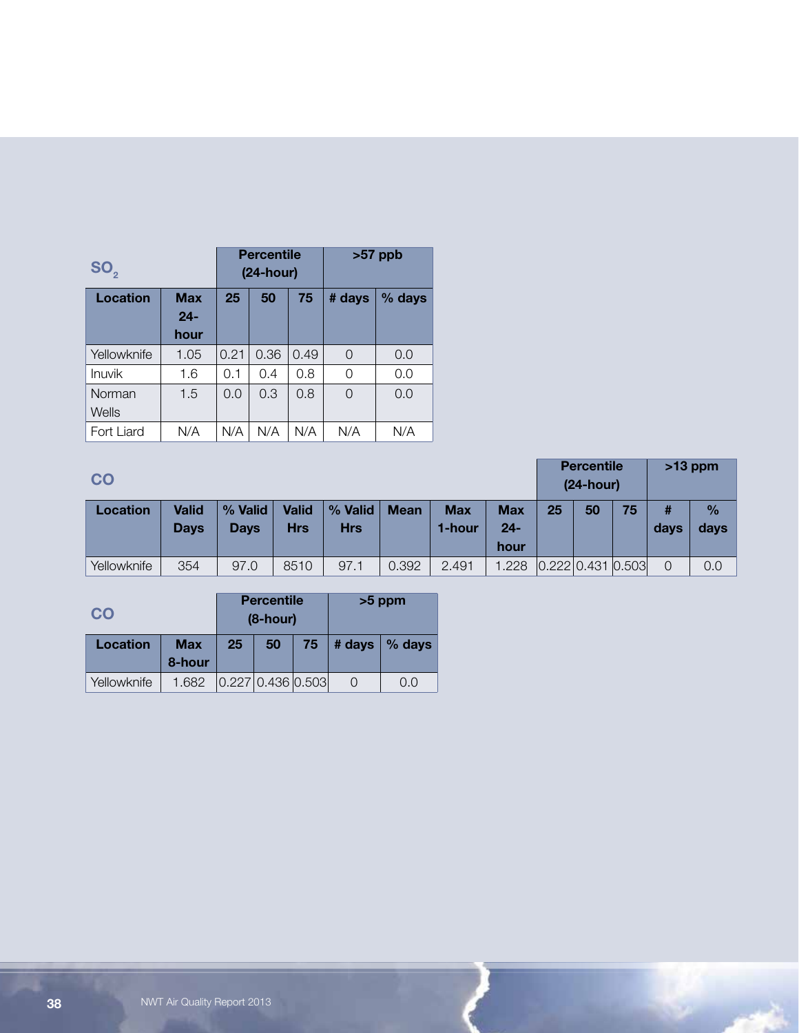## $SO_2$

| Location | Max 24-hour | Percentile (24-hour) | | | >57 ppb | |
|---|---|---|---|---|---|---|
| | | 25 | 50 | 75 | # days | % days |
| Yellowknife | 1.05 | 0.21 | 0.36 | 0.49 | 0 | 0.0 |
| Inuvik | 1.6 | 0.1 | 0.4 | 0.8 | 0 | 0.0 |
| Norman Wells | 1.5 | 0.0 | 0.3 | 0.8 | 0 | 0.0 |
| Fort Liard | N/A | N/A | N/A | N/A | N/A | N/A |

## CO

| Location | Valid Days | % Valid Days | Valid Hrs | % Valid Hrs | Mean | Max 1-hour | Max 24-hour | Percentile (24-hour) | | | >13 ppm | |
|---|---|---|---|---|---|---|---|---|---|---|---|---|
| | | | | | | | | 25 | 50 | 75 | # days | % days |
| Yellowknife | 354 | 97.0 | 8510 | 97.1 | 0.392 | 2.491 | 1.228 | 0.222 | 0.431 | 0.503 | 0 | 0.0 |

## CO

| Location | Max 8-hour | Percentile (8-hour) | | | >5 ppm | |
|---|---|---|---|---|---|---|
| | | 25 | 50 | 75 | # days | % days |
| Yellowknife | 1.682 | 0.227 | 0.436 | 0.503 | 0 | 0.0 |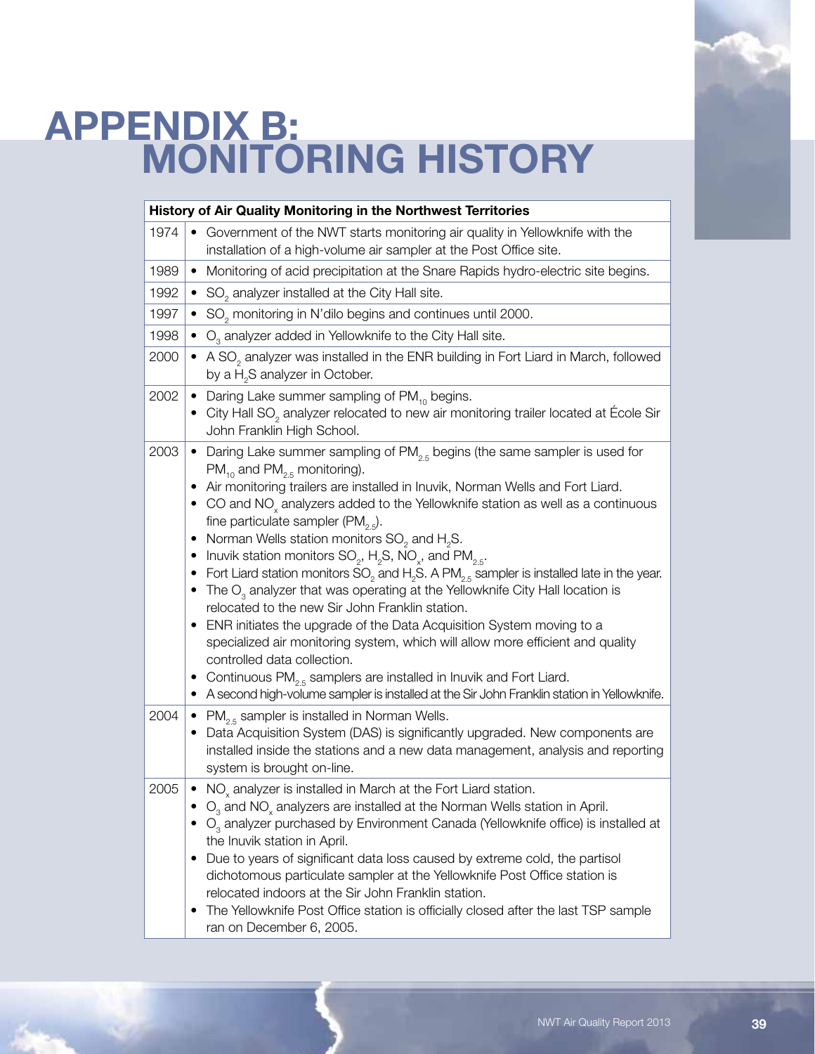// APPENDIX B: MONITORING HISTORY

| History of Air Quality Monitoring in the Northwest Territories | |
|---|---|
| 1974 | • Government of the NWT starts monitoring air quality in Yellowknife with the installation of a high-volume air sampler at the Post Office site. |
| 1989 | • Monitoring of acid precipitation at the Snare Rapids hydro-electric site begins. |
| 1992 | • $SO_2$ analyzer installed at the City Hall site. |
| 1997 | • $SO_2$ monitoring in N'dilo begins and continues until 2000. |
| 1998 | • $O_3$ analyzer added in Yellowknife to the City Hall site. |
| 2000 | • A $SO_2$ analyzer was installed in the ENR building in Fort Liard in March, followed by a $H_2S$ analyzer in October. |
| 2002 | • Daring Lake summer sampling of $PM_{10}$ begins.<br>• City Hall $SO_2$ analyzer relocated to new air monitoring trailer located at École Sir John Franklin High School. |
| 2003 | • Daring Lake summer sampling of $PM_{2.5}$ begins (the same sampler is used for $PM_{10}$ and $PM_{2.5}$ monitoring).<br>• Air monitoring trailers are installed in Inuvik, Norman Wells and Fort Liard.<br>• CO and $NO_x$ analyzers added to the Yellowknife station as well as a continuous fine particulate sampler ($PM_{2.5}$).<br>• Norman Wells station monitors $SO_2$ and $H_2S$.<br>• Inuvik station monitors $SO_2$, $H_2S$, $NO_x$, and $PM_{2.5}$.<br>• Fort Liard station monitors $SO_2$ and $H_2S$. A $PM_{2.5}$ sampler is installed late in the year.<br>• The $O_3$ analyzer that was operating at the Yellowknife City Hall location is relocated to the new Sir John Franklin station.<br>• ENR initiates the upgrade of the Data Acquisition System moving to a specialized air monitoring system, which will allow more efficient and quality controlled data collection.<br>• Continuous $PM_{2.5}$ samplers are installed in Inuvik and Fort Liard.<br>• A second high-volume sampler is installed at the Sir John Franklin station in Yellowknife. |
| 2004 | • $PM_{2.5}$ sampler is installed in Norman Wells.<br>• Data Acquisition System (DAS) is significantly upgraded. New components are installed inside the stations and a new data management, analysis and reporting system is brought on-line. |
| 2005 | • $NO_x$ analyzer is installed in March at the Fort Liard station.<br>• $O_3$ and $NO_x$ analyzers are installed at the Norman Wells station in April.<br>• $O_3$ analyzer purchased by Environment Canada (Yellowknife office) is installed at the Inuvik station in April.<br>• Due to years of significant data loss caused by extreme cold, the partisol dichotomous particulate sampler at the Yellowknife Post Office station is relocated indoors at the Sir John Franklin station.<br>• The Yellowknife Post Office station is officially closed after the last TSP sample ran on December 6, 2005. |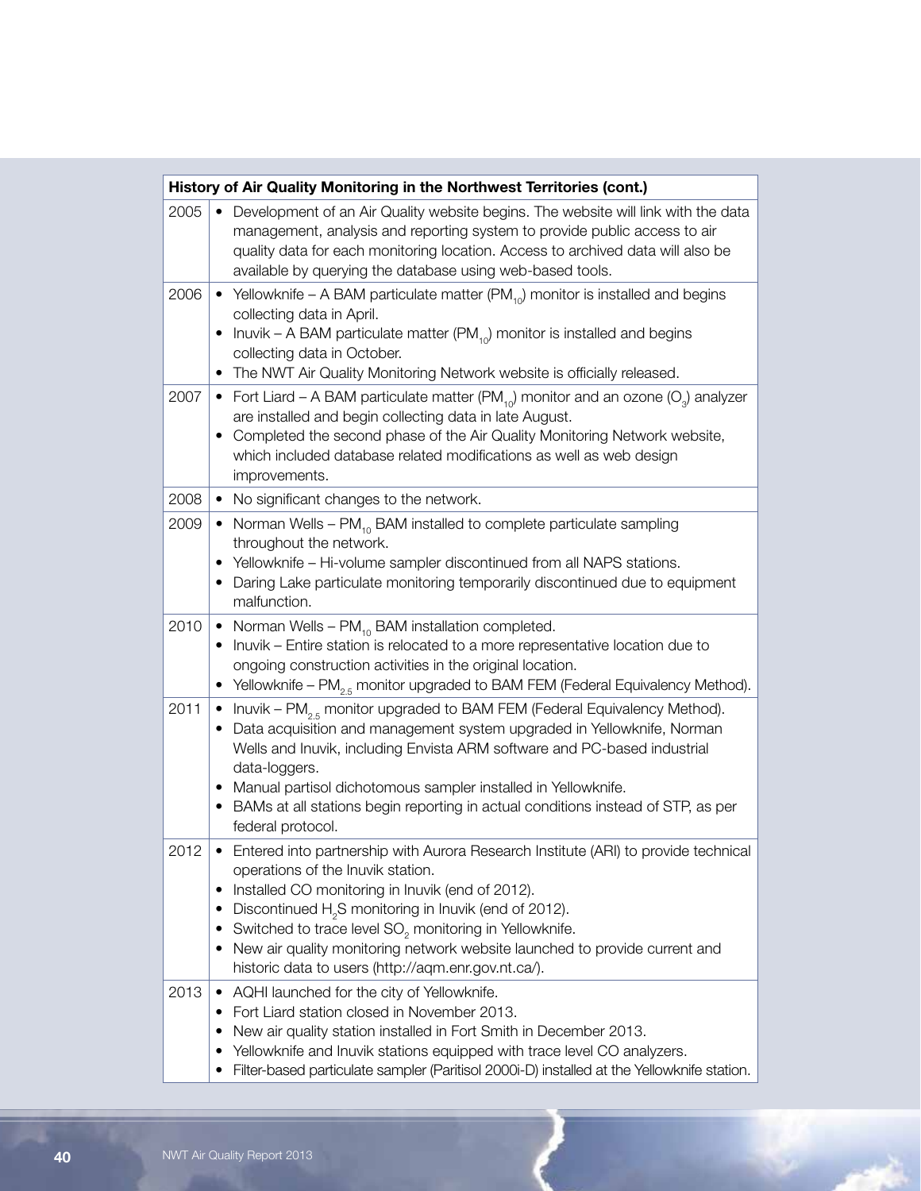| History of Air Quality Monitoring in the Northwest Territories (cont.) | |
|---|---|
| 2005 | • Development of an Air Quality website begins. The website will link with the data management, analysis and reporting system to provide public access to air quality data for each monitoring location. Access to archived data will also be available by querying the database using web-based tools. |
| 2006 | • Yellowknife – A BAM particulate matter ($PM_{10}$) monitor is installed and begins collecting data in April.<br>• Inuvik – A BAM particulate matter ($PM_{10}$) monitor is installed and begins collecting data in October.<br>• The NWT Air Quality Monitoring Network website is officially released. |
| 2007 | • Fort Liard – A BAM particulate matter ($PM_{10}$) monitor and an ozone ($O_3$) analyzer are installed and begin collecting data in late August.<br>• Completed the second phase of the Air Quality Monitoring Network website, which included database related modifications as well as web design improvements. |
| 2008 | • No significant changes to the network. |
| 2009 | • Norman Wells – $PM_{10}$ BAM installed to complete particulate sampling throughout the network.<br>• Yellowknife – Hi-volume sampler discontinued from all NAPS stations.<br>• Daring Lake particulate monitoring temporarily discontinued due to equipment malfunction. |
| 2010 | • Norman Wells – $PM_{10}$ BAM installation completed.<br>• Inuvik – Entire station is relocated to a more representative location due to ongoing construction activities in the original location.<br>• Yellowknife – $PM_{2.5}$ monitor upgraded to BAM FEM (Federal Equivalency Method). |
| 2011 | • Inuvik – $PM_{2.5}$ monitor upgraded to BAM FEM (Federal Equivalency Method).<br>• Data acquisition and management system upgraded in Yellowknife, Norman Wells and Inuvik, including Envista ARM software and PC-based industrial data-loggers.<br>• Manual partisol dichotomous sampler installed in Yellowknife.<br>• BAMs at all stations begin reporting in actual conditions instead of STP, as per federal protocol. |
| 2012 | • Entered into partnership with Aurora Research Institute (ARI) to provide technical operations of the Inuvik station.<br>• Installed CO monitoring in Inuvik (end of 2012).<br>• Discontinued $H_2S$ monitoring in Inuvik (end of 2012).<br>• Switched to trace level $SO_2$ monitoring in Yellowknife.<br>• New air quality monitoring network website launched to provide current and historic data to users (http://aqm.enr.gov.nt.ca/). |
| 2013 | • AQHI launched for the city of Yellowknife.<br>• Fort Liard station closed in November 2013.<br>• New air quality station installed in Fort Smith in December 2013.<br>• Yellowknife and Inuvik stations equipped with trace level CO analyzers.<br>• Filter-based particulate sampler (Paritisol 2000i-D) installed at the Yellowknife station. |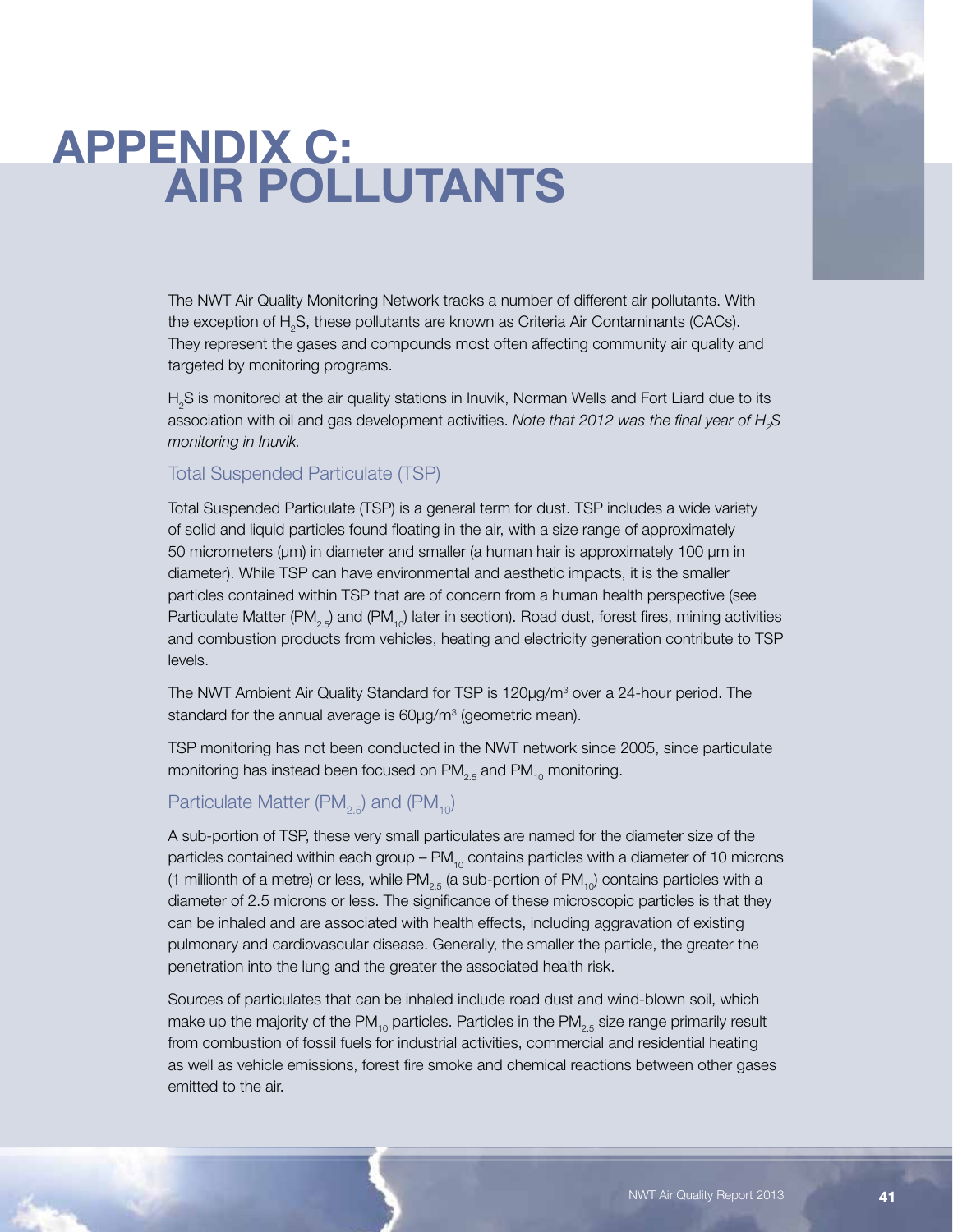# APPENDIX C: AIR POLLUTANTS

The NWT Air Quality Monitoring Network tracks a number of different air pollutants. With the exception of $H_2S$, these pollutants are known as Criteria Air Contaminants (CACs). They represent the gases and compounds most often affecting community air quality and targeted by monitoring programs.

$H_2S$ is monitored at the air quality stations in Inuvik, Norman Wells and Fort Liard due to its association with oil and gas development activities. *Note that 2012 was the final year of $H_2S$ monitoring in Inuvik.*

## Total Suspended Particulate (TSP)

Total Suspended Particulate (TSP) is a general term for dust. TSP includes a wide variety of solid and liquid particles found floating in the air, with a size range of approximately 50 micrometers (µm) in diameter and smaller (a human hair is approximately 100 µm in diameter). While TSP can have environmental and aesthetic impacts, it is the smaller particles contained within TSP that are of concern from a human health perspective (see Particulate Matter ($PM_{2.5}$) and ($PM_{10}$) later in section). Road dust, forest fires, mining activities and combustion products from vehicles, heating and electricity generation contribute to TSP levels.

The NWT Ambient Air Quality Standard for TSP is 120µg/m³ over a 24-hour period. The standard for the annual average is 60µg/m³ (geometric mean).

TSP monitoring has not been conducted in the NWT network since 2005, since particulate monitoring has instead been focused on $PM_{2.5}$ and $PM_{10}$ monitoring.

## Particulate Matter ($PM_{2.5}$) and ($PM_{10}$)

A sub-portion of TSP, these very small particulates are named for the diameter size of the particles contained within each group – $PM_{10}$ contains particles with a diameter of 10 microns (1 millionth of a metre) or less, while $PM_{2.5}$ (a sub-portion of $PM_{10}$) contains particles with a diameter of 2.5 microns or less. The significance of these microscopic particles is that they can be inhaled and are associated with health effects, including aggravation of existing pulmonary and cardiovascular disease. Generally, the smaller the particle, the greater the penetration into the lung and the greater the associated health risk.

Sources of particulates that can be inhaled include road dust and wind-blown soil, which make up the majority of the $PM_{10}$ particles. Particles in the $PM_{2.5}$ size range primarily result from combustion of fossil fuels for industrial activities, commercial and residential heating as well as vehicle emissions, forest fire smoke and chemical reactions between other gases emitted to the air.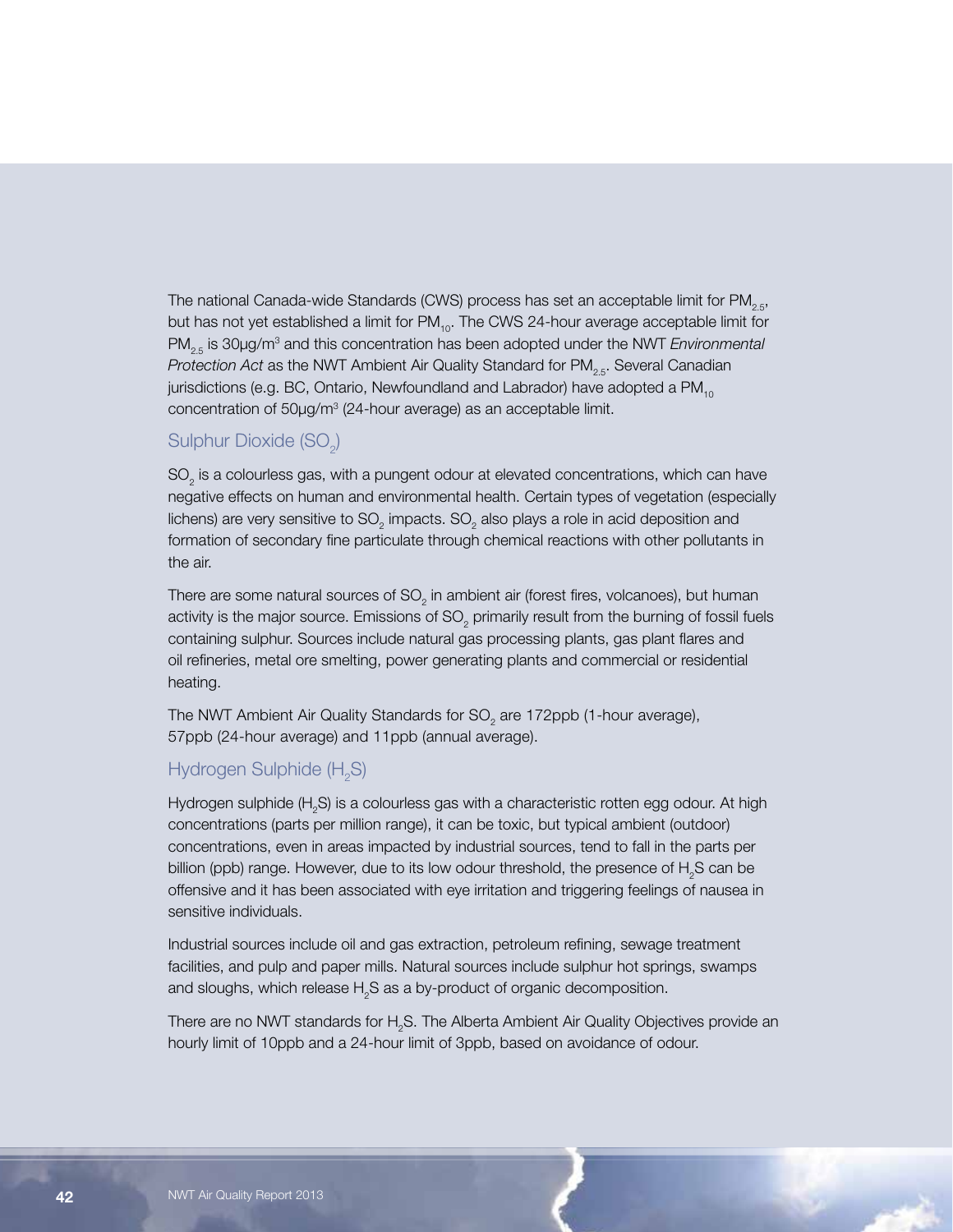The national Canada-wide Standards (CWS) process has set an acceptable limit for $PM_{2.5}$, but has not yet established a limit for $PM_{10}$. The CWS 24-hour average acceptable limit for $PM_{2.5}$ is 30µg/m$^3$ and this concentration has been adopted under the NWT *Environmental Protection Act* as the NWT Ambient Air Quality Standard for $PM_{2.5}$. Several Canadian jurisdictions (e.g. BC, Ontario, Newfoundland and Labrador) have adopted a $PM_{10}$ concentration of 50µg/m$^3$ (24-hour average) as an acceptable limit.

## Sulphur Dioxide ($SO_2$)

$SO_2$ is a colourless gas, with a pungent odour at elevated concentrations, which can have negative effects on human and environmental health. Certain types of vegetation (especially lichens) are very sensitive to $SO_2$ impacts. $SO_2$ also plays a role in acid deposition and formation of secondary fine particulate through chemical reactions with other pollutants in the air.

There are some natural sources of $SO_2$ in ambient air (forest fires, volcanoes), but human activity is the major source. Emissions of $SO_2$ primarily result from the burning of fossil fuels containing sulphur. Sources include natural gas processing plants, gas plant flares and oil refineries, metal ore smelting, power generating plants and commercial or residential heating.

The NWT Ambient Air Quality Standards for $SO_2$ are 172ppb (1-hour average), 57ppb (24-hour average) and 11ppb (annual average).

## Hydrogen Sulphide ($H_2S$)

Hydrogen sulphide ($H_2S$) is a colourless gas with a characteristic rotten egg odour. At high concentrations (parts per million range), it can be toxic, but typical ambient (outdoor) concentrations, even in areas impacted by industrial sources, tend to fall in the parts per billion (ppb) range. However, due to its low odour threshold, the presence of $H_2S$ can be offensive and it has been associated with eye irritation and triggering feelings of nausea in sensitive individuals.

Industrial sources include oil and gas extraction, petroleum refining, sewage treatment facilities, and pulp and paper mills. Natural sources include sulphur hot springs, swamps and sloughs, which release $H_2S$ as a by-product of organic decomposition.

There are no NWT standards for $H_2S$. The Alberta Ambient Air Quality Objectives provide an hourly limit of 10ppb and a 24-hour limit of 3ppb, based on avoidance of odour.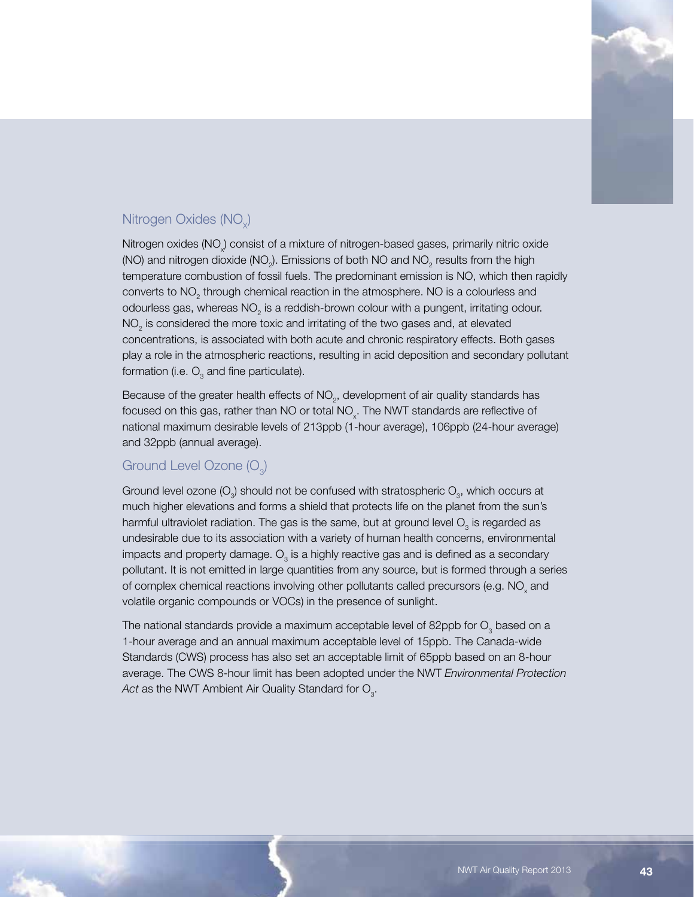## Nitrogen Oxides ($NO_x$)

Nitrogen oxides ($NO_x$) consist of a mixture of nitrogen-based gases, primarily nitric oxide (NO) and nitrogen dioxide ($NO_2$). Emissions of both NO and $NO_2$ results from the high temperature combustion of fossil fuels. The predominant emission is NO, which then rapidly converts to $NO_2$ through chemical reaction in the atmosphere. NO is a colourless and odourless gas, whereas $NO_2$ is a reddish-brown colour with a pungent, irritating odour. $NO_2$ is considered the more toxic and irritating of the two gases and, at elevated concentrations, is associated with both acute and chronic respiratory effects. Both gases play a role in the atmospheric reactions, resulting in acid deposition and secondary pollutant formation (i.e. $O_3$ and fine particulate).

Because of the greater health effects of $NO_2$, development of air quality standards has focused on this gas, rather than NO or total $NO_x$. The NWT standards are reflective of national maximum desirable levels of 213ppb (1-hour average), 106ppb (24-hour average) and 32ppb (annual average).

## Ground Level Ozone ($O_3$)

Ground level ozone ($O_3$) should not be confused with stratospheric $O_3$, which occurs at much higher elevations and forms a shield that protects life on the planet from the sun's harmful ultraviolet radiation. The gas is the same, but at ground level $O_3$ is regarded as undesirable due to its association with a variety of human health concerns, environmental impacts and property damage. $O_3$ is a highly reactive gas and is defined as a secondary pollutant. It is not emitted in large quantities from any source, but is formed through a series of complex chemical reactions involving other pollutants called precursors (e.g. $NO_x$ and volatile organic compounds or VOCs) in the presence of sunlight.

The national standards provide a maximum acceptable level of 82ppb for $O_3$ based on a 1-hour average and an annual maximum acceptable level of 15ppb. The Canada-wide Standards (CWS) process has also set an acceptable limit of 65ppb based on an 8-hour average. The CWS 8-hour limit has been adopted under the NWT *Environmental Protection Act* as the NWT Ambient Air Quality Standard for $O_3$.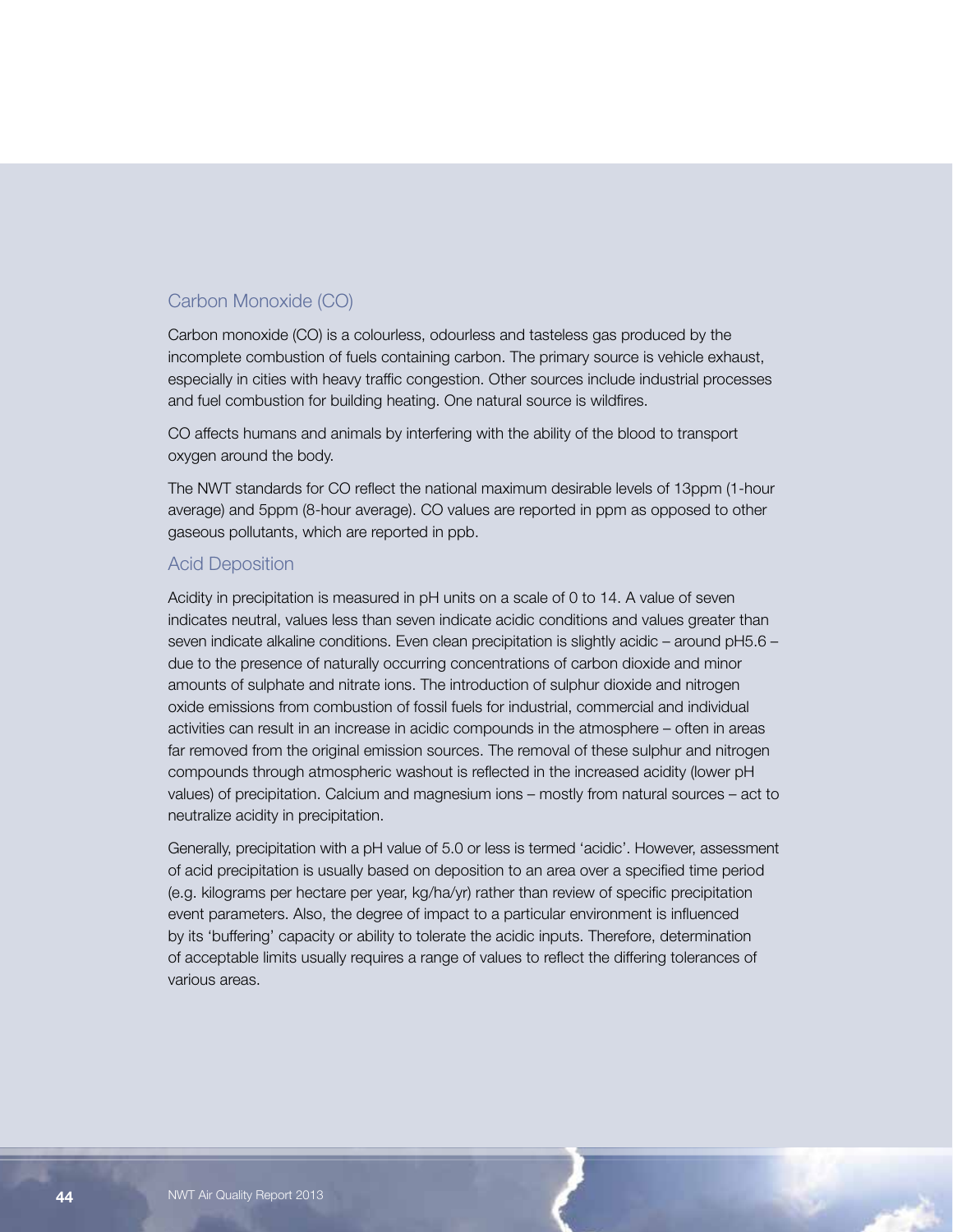## Carbon Monoxide (CO)

Carbon monoxide (CO) is a colourless, odourless and tasteless gas produced by the incomplete combustion of fuels containing carbon. The primary source is vehicle exhaust, especially in cities with heavy traffic congestion. Other sources include industrial processes and fuel combustion for building heating. One natural source is wildfires.

CO affects humans and animals by interfering with the ability of the blood to transport oxygen around the body.

The NWT standards for CO reflect the national maximum desirable levels of 13ppm (1-hour average) and 5ppm (8-hour average). CO values are reported in ppm as opposed to other gaseous pollutants, which are reported in ppb.

## Acid Deposition

Acidity in precipitation is measured in pH units on a scale of 0 to 14. A value of seven indicates neutral, values less than seven indicate acidic conditions and values greater than seven indicate alkaline conditions. Even clean precipitation is slightly acidic – around pH5.6 – due to the presence of naturally occurring concentrations of carbon dioxide and minor amounts of sulphate and nitrate ions. The introduction of sulphur dioxide and nitrogen oxide emissions from combustion of fossil fuels for industrial, commercial and individual activities can result in an increase in acidic compounds in the atmosphere – often in areas far removed from the original emission sources. The removal of these sulphur and nitrogen compounds through atmospheric washout is reflected in the increased acidity (lower pH values) of precipitation. Calcium and magnesium ions – mostly from natural sources – act to neutralize acidity in precipitation.

Generally, precipitation with a pH value of 5.0 or less is termed 'acidic'. However, assessment of acid precipitation is usually based on deposition to an area over a specified time period (e.g. kilograms per hectare per year, kg/ha/yr) rather than review of specific precipitation event parameters. Also, the degree of impact to a particular environment is influenced by its 'buffering' capacity or ability to tolerate the acidic inputs. Therefore, determination of acceptable limits usually requires a range of values to reflect the differing tolerances of various areas.